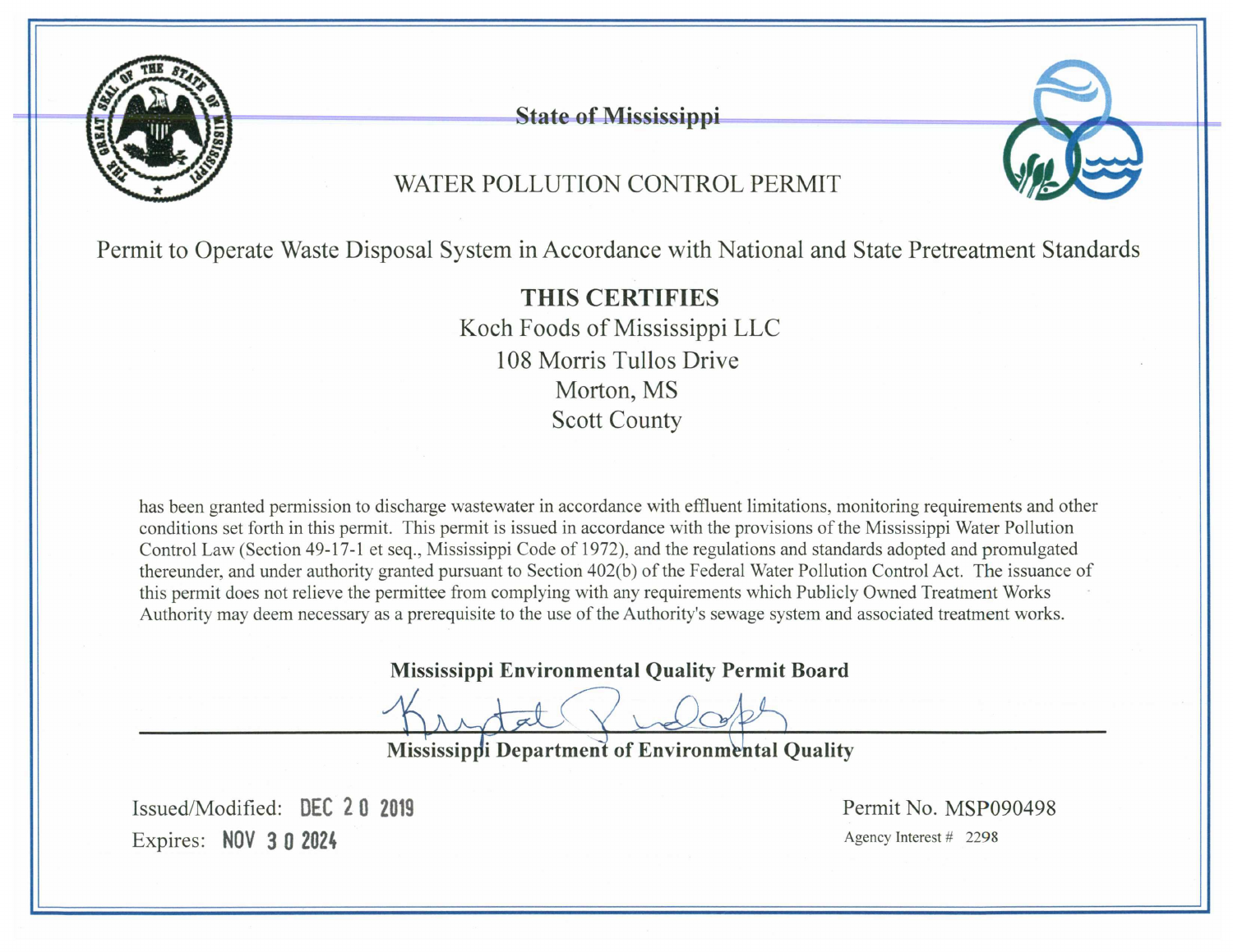# State of Mississippi

## WATER POLLUTION CONTROL PERMIT

### Permit to Operate Waste Disposal System in Accordance with National and State Pretreatment Standards

**THIS CERTIFIES**

Koch Foods of Mississippi LLC
108 Morris Tullos Drive
Morton, MS
Scott County

has been granted permission to discharge wastewater in accordance with effluent limitations, monitoring requirements and other conditions set forth in this permit. This permit is issued in accordance with the provisions of the Mississippi Water Pollution Control Law (Section 49-17-1 et seq., Mississippi Code of 1972), and the regulations and standards adopted and promulgated thereunder, and under authority granted pursuant to Section 402(b) of the Federal Water Pollution Control Act. The issuance of this permit does not relieve the permittee from complying with any requirements which Publicly Owned Treatment Works Authority may deem necessary as a prerequisite to the use of the Authority's sewage system and associated treatment works.

**Mississippi Environmental Quality Permit Board**

**Mississippi Department of Environmental Quality**

Issued/Modified: DEC 20 2019

Expires: NOV 30 2024

Permit No. MSP090498

Agency Interest # 2298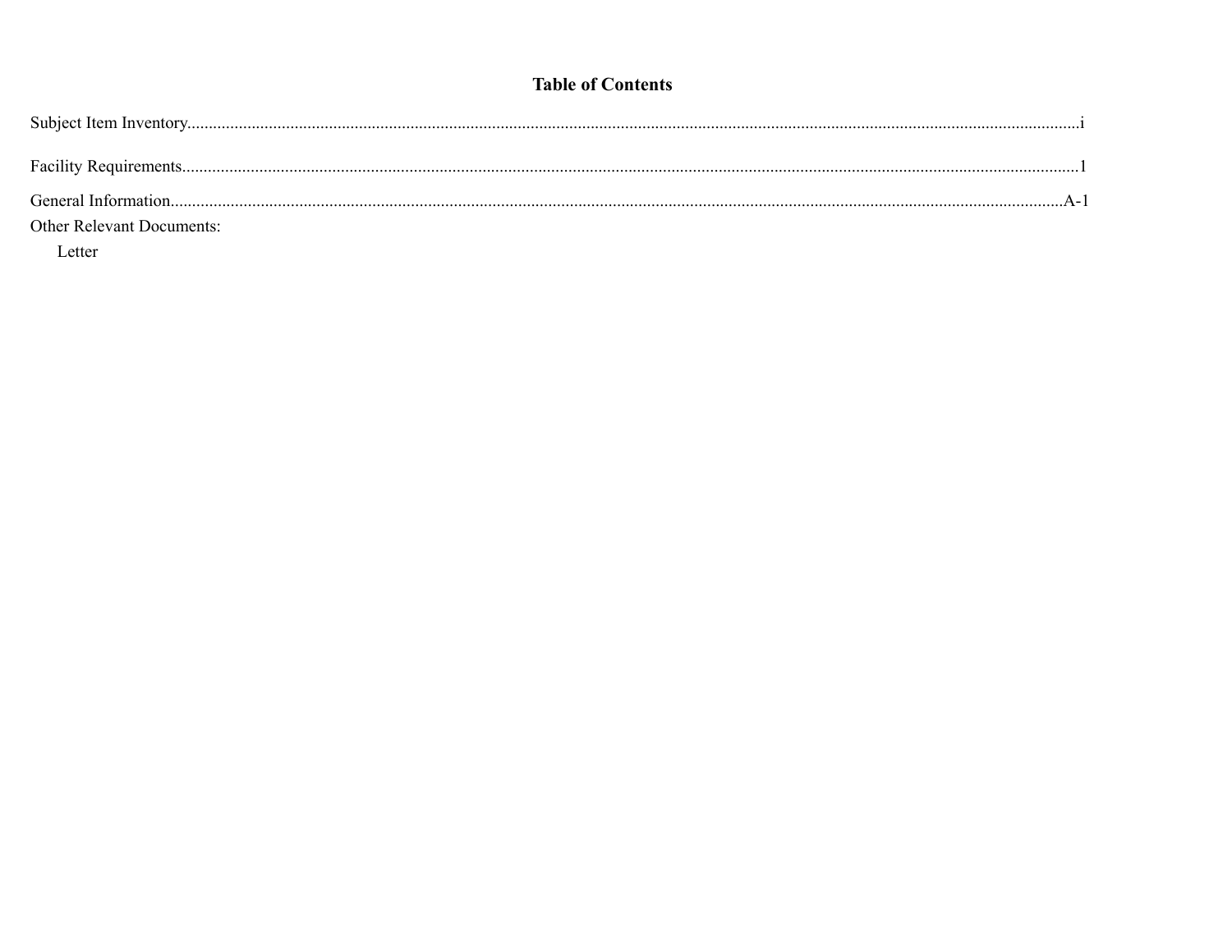## Table of Contents

Subject Item Inventory....................................................................................................................i

Facility Requirements....................................................................................................................1

General Information....................................................................................................................A-1

Other Relevant Documents:

  Letter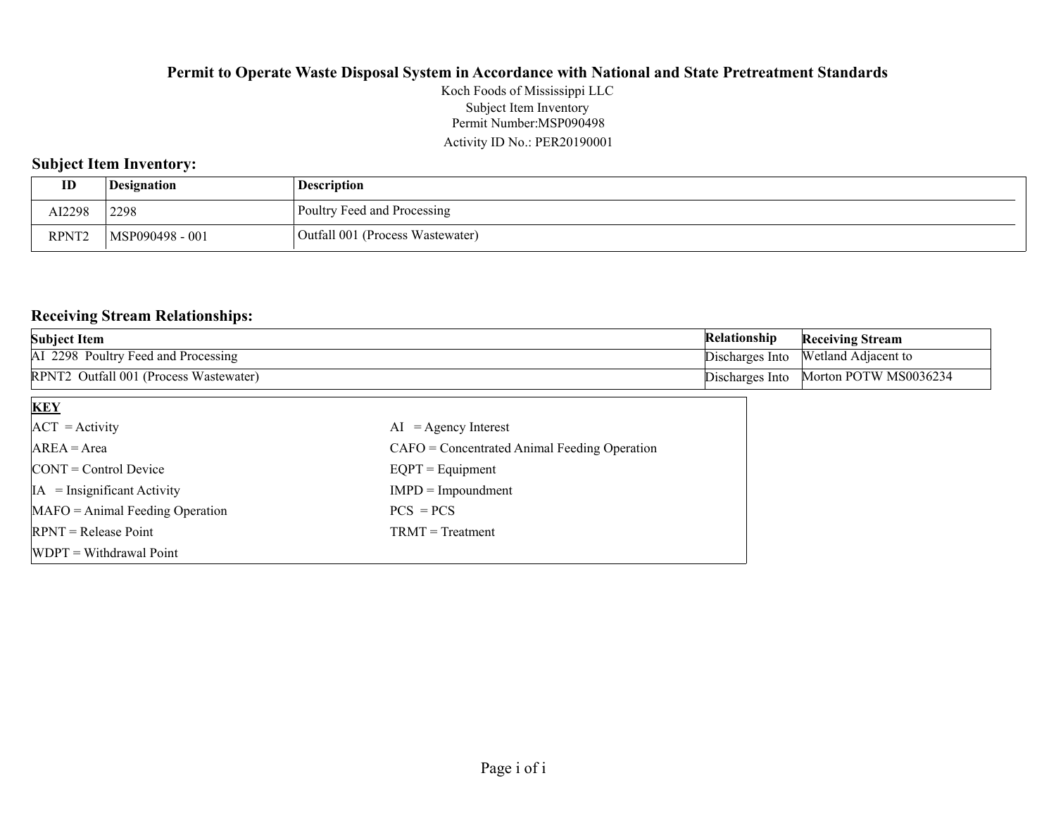# Permit to Operate Waste Disposal System in Accordance with National and State Pretreatment Standards

Koch Foods of Mississippi LLC
Subject Item Inventory
Permit Number:MSP090498
Activity ID No.: PER20190001

## Subject Item Inventory:

| ID | Designation | Description |
|---|---|---|
| AI2298 | 2298 | Poultry Feed and Processing |
| RPNT2 | MSP090498 - 001 | Outfall 001 (Process Wastewater) |

## Receiving Stream Relationships:

| Subject Item | Relationship | Receiving Stream |
|---|---|---|
| AI 2298 Poultry Feed and Processing | Discharges Into | Wetland Adjacent to |
| RPNT2 Outfall 001 (Process Wastewater) | Discharges Into | Morton POTW MS0036234 |

| **KEY** | |
|---|---|
| ACT = Activity | AI = Agency Interest |
| AREA = Area | CAFO = Concentrated Animal Feeding Operation |
| CONT = Control Device | EQPT = Equipment |
| IA = Insignificant Activity | IMPD = Impoundment |
| MAFO = Animal Feeding Operation | PCS = PCS |
| RPNT = Release Point | TRMT = Treatment |
| WDPT = Withdrawal Point | |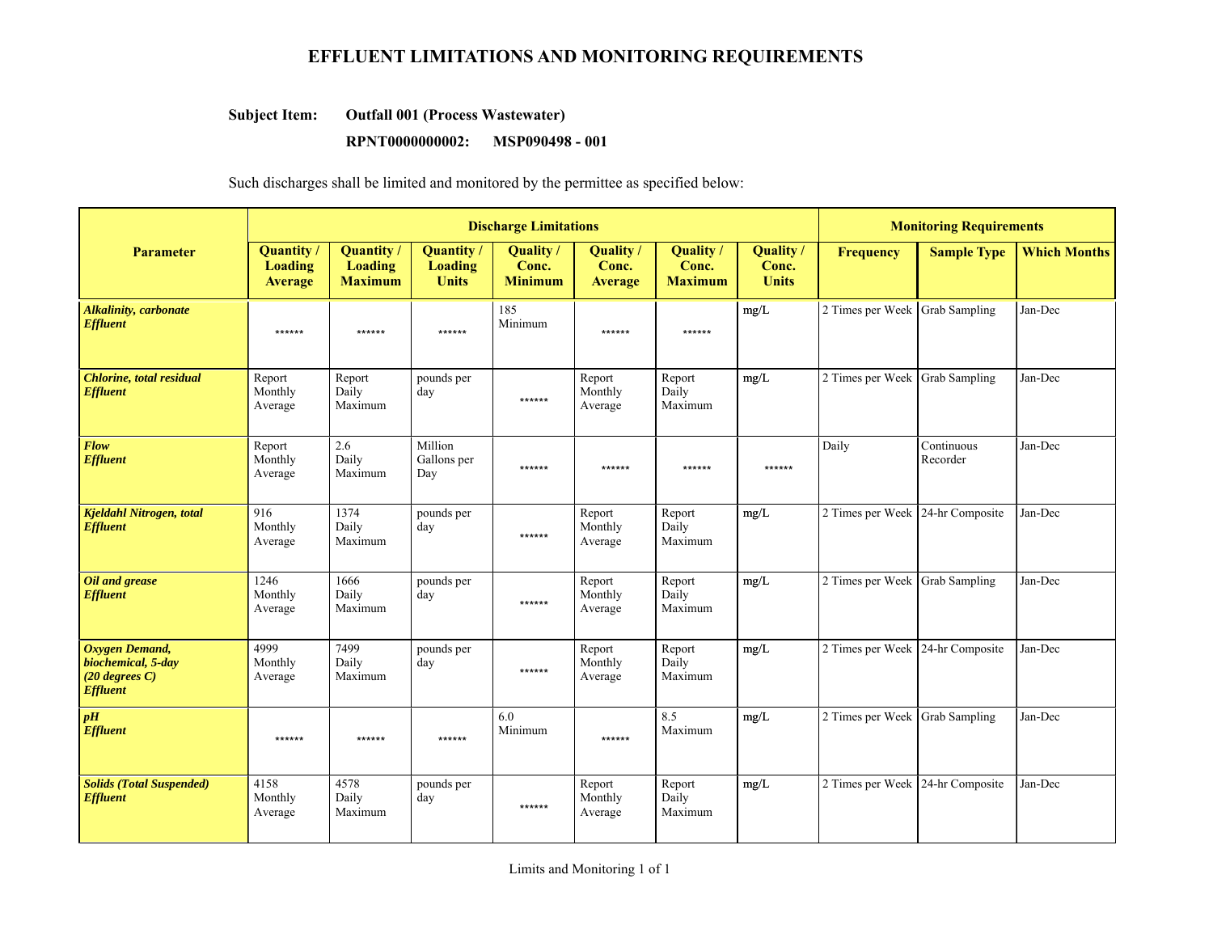# EFFLUENT LIMITATIONS AND MONITORING REQUIREMENTS

**Subject Item:** **Outfall 001 (Process Wastewater)**

**RPNT0000000002: MSP090498 - 001**

Such discharges shall be limited and monitored by the permittee as specified below:

| Parameter | Discharge Limitations | | | | | | | Monitoring Requirements | | |
|---|---|---|---|---|---|---|---|---|---|---|
| | Quantity / Loading Average | Quantity / Loading Maximum | Quantity / Loading Units | Quality / Conc. Minimum | Quality / Conc. Average | Quality / Conc. Maximum | Quality / Conc. Units | Frequency | Sample Type | Which Months |
| ***Alkalinity, carbonate Effluent*** | ****** | ****** | ****** | 185 Minimum | ****** | ****** | mg/L | 2 Times per Week | Grab Sampling | Jan-Dec |
| ***Chlorine, total residual Effluent*** | Report Monthly Average | Report Daily Maximum | pounds per day | ****** | Report Monthly Average | Report Daily Maximum | mg/L | 2 Times per Week | Grab Sampling | Jan-Dec |
| ***Flow Effluent*** | Report Monthly Average | 2.6 Daily Maximum | Million Gallons per Day | ****** | ****** | ****** | ****** | Daily | Continuous Recorder | Jan-Dec |
| ***Kjeldahl Nitrogen, total Effluent*** | 916 Monthly Average | 1374 Daily Maximum | pounds per day | ****** | Report Monthly Average | Report Daily Maximum | mg/L | 2 Times per Week | 24-hr Composite | Jan-Dec |
| ***Oil and grease Effluent*** | 1246 Monthly Average | 1666 Daily Maximum | pounds per day | ****** | Report Monthly Average | Report Daily Maximum | mg/L | 2 Times per Week | Grab Sampling | Jan-Dec |
| ***Oxygen Demand, biochemical, 5-day (20 degrees C) Effluent*** | 4999 Monthly Average | 7499 Daily Maximum | pounds per day | ****** | Report Monthly Average | Report Daily Maximum | mg/L | 2 Times per Week | 24-hr Composite | Jan-Dec |
| ***pH Effluent*** | ****** | ****** | ****** | 6.0 Minimum | ****** | 8.5 Maximum | mg/L | 2 Times per Week | Grab Sampling | Jan-Dec |
| ***Solids (Total Suspended) Effluent*** | 4158 Monthly Average | 4578 Daily Maximum | pounds per day | ****** | Report Monthly Average | Report Daily Maximum | mg/L | 2 Times per Week | 24-hr Composite | Jan-Dec |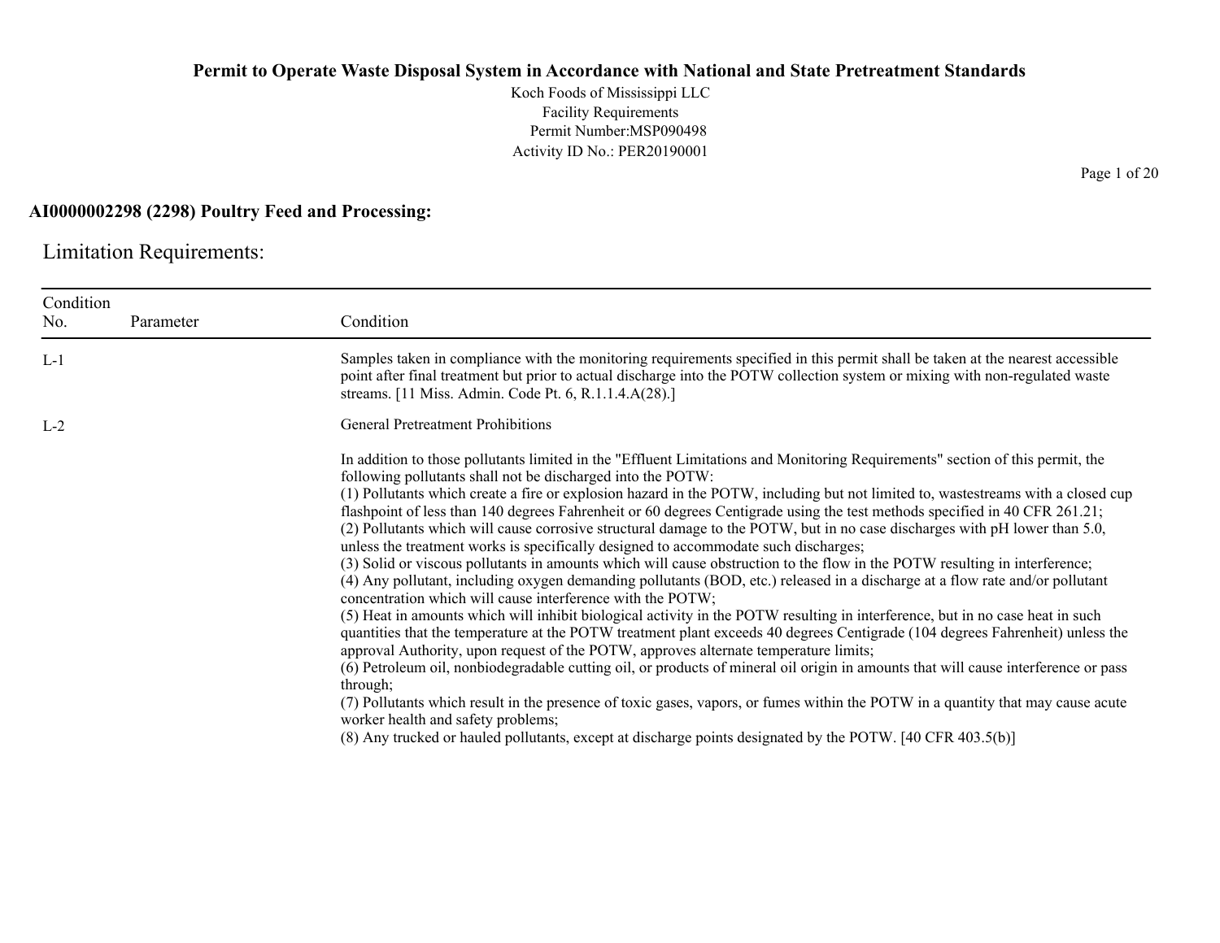**Permit to Operate Waste Disposal System in Accordance with National and State Pretreatment Standards**

Koch Foods of Mississippi LLC
Facility Requirements
Permit Number:MSP090498
Activity ID No.: PER20190001

**AI0000002298 (2298) Poultry Feed and Processing:**

## Limitation Requirements:

| Condition No. | Parameter | Condition |
|---|---|---|
| L-1 | | Samples taken in compliance with the monitoring requirements specified in this permit shall be taken at the nearest accessible point after final treatment but prior to actual discharge into the POTW collection system or mixing with non-regulated waste streams. [11 Miss. Admin. Code Pt. 6, R.1.1.4.A(28).] |
| L-2 | | General Pretreatment Prohibitions<br><br>In addition to those pollutants limited in the "Effluent Limitations and Monitoring Requirements" section of this permit, the following pollutants shall not be discharged into the POTW:<br>(1) Pollutants which create a fire or explosion hazard in the POTW, including but not limited to, wastestreams with a closed cup flashpoint of less than 140 degrees Fahrenheit or 60 degrees Centigrade using the test methods specified in 40 CFR 261.21;<br>(2) Pollutants which will cause corrosive structural damage to the POTW, but in no case discharges with pH lower than 5.0, unless the treatment works is specifically designed to accommodate such discharges;<br>(3) Solid or viscous pollutants in amounts which will cause obstruction to the flow in the POTW resulting in interference;<br>(4) Any pollutant, including oxygen demanding pollutants (BOD, etc.) released in a discharge at a flow rate and/or pollutant concentration which will cause interference with the POTW;<br>(5) Heat in amounts which will inhibit biological activity in the POTW resulting in interference, but in no case heat in such quantities that the temperature at the POTW treatment plant exceeds 40 degrees Centigrade (104 degrees Fahrenheit) unless the approval Authority, upon request of the POTW, approves alternate temperature limits;<br>(6) Petroleum oil, nonbiodegradable cutting oil, or products of mineral oil origin in amounts that will cause interference or pass through;<br>(7) Pollutants which result in the presence of toxic gases, vapors, or fumes within the POTW in a quantity that may cause acute worker health and safety problems;<br>(8) Any trucked or hauled pollutants, except at discharge points designated by the POTW. [40 CFR 403.5(b)] |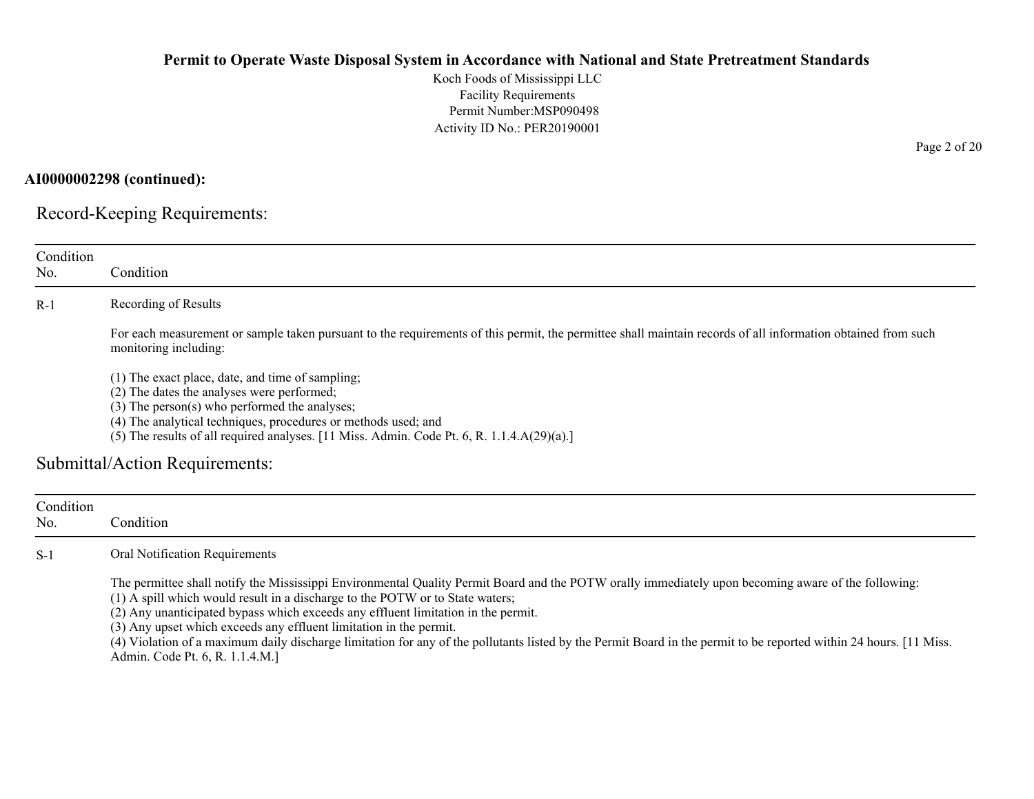**AI0000002298 (continued):**

## Record-Keeping Requirements:

| Condition No. | Condition |
|---|---|
| R-1 | Recording of Results<br><br>For each measurement or sample taken pursuant to the requirements of this permit, the permittee shall maintain records of all information obtained from such monitoring including:<br><br>(1) The exact place, date, and time of sampling;<br>(2) The dates the analyses were performed;<br>(3) The person(s) who performed the analyses;<br>(4) The analytical techniques, procedures or methods used; and<br>(5) The results of all required analyses. [11 Miss. Admin. Code Pt. 6, R. 1.1.4.A(29)(a).] |

## Submittal/Action Requirements:

| Condition No. | Condition |
|---|---|
| S-1 | Oral Notification Requirements<br><br>The permittee shall notify the Mississippi Environmental Quality Permit Board and the POTW orally immediately upon becoming aware of the following:<br>(1) A spill which would result in a discharge to the POTW or to State waters;<br>(2) Any unanticipated bypass which exceeds any effluent limitation in the permit.<br>(3) Any upset which exceeds any effluent limitation in the permit.<br>(4) Violation of a maximum daily discharge limitation for any of the pollutants listed by the Permit Board in the permit to be reported within 24 hours. [11 Miss. Admin. Code Pt. 6, R. 1.1.4.M.] |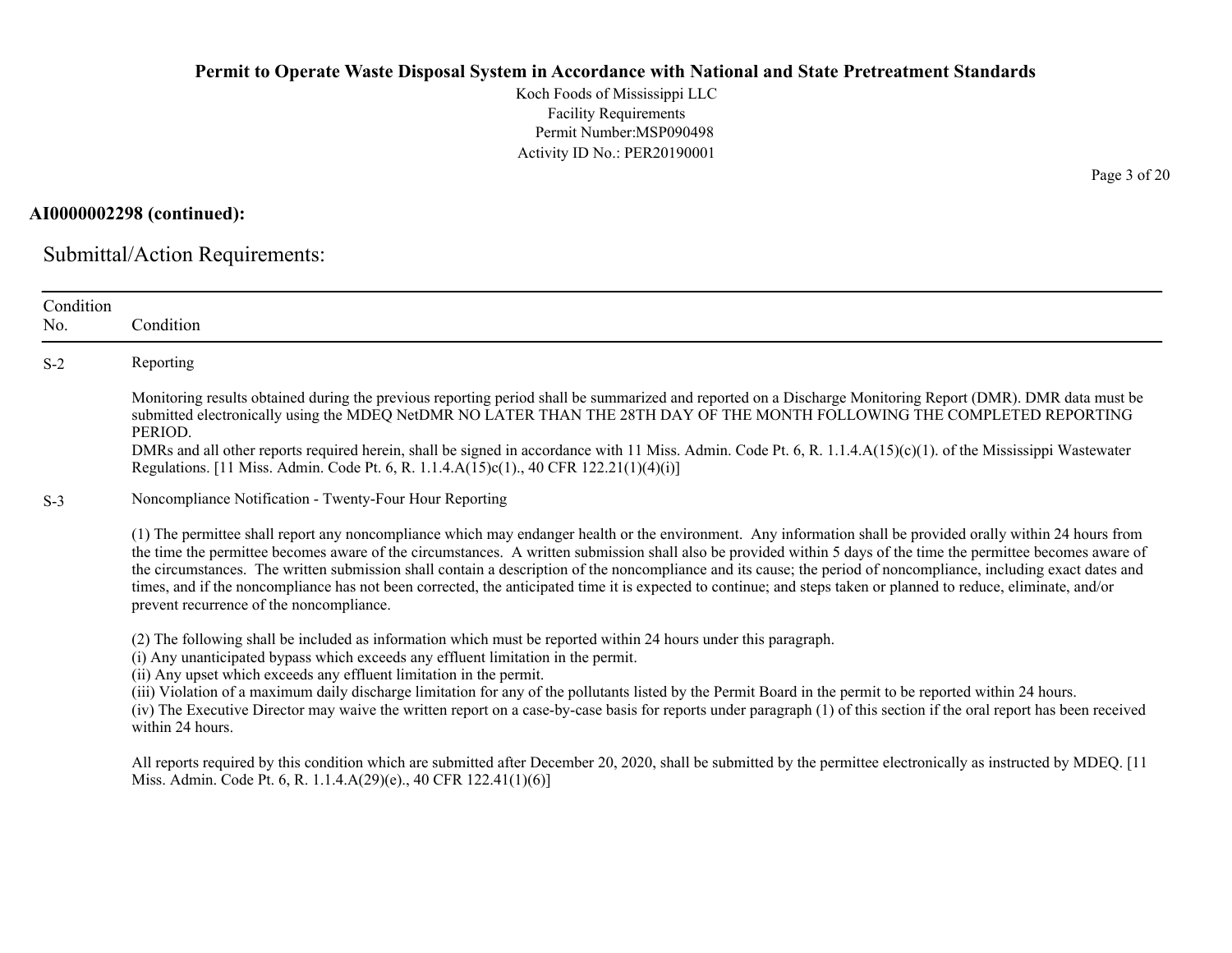**AI0000002298 (continued):**

## Submittal/Action Requirements:

| Condition No. | Condition |
|---|---|
| S-2 | Reporting<br><br>Monitoring results obtained during the previous reporting period shall be summarized and reported on a Discharge Monitoring Report (DMR). DMR data must be submitted electronically using the MDEQ NetDMR NO LATER THAN THE 28TH DAY OF THE MONTH FOLLOWING THE COMPLETED REPORTING PERIOD.<br>DMRs and all other reports required herein, shall be signed in accordance with 11 Miss. Admin. Code Pt. 6, R. 1.1.4.A(15)(c)(1). of the Mississippi Wastewater Regulations. [11 Miss. Admin. Code Pt. 6, R. 1.1.4.A(15)c(1)., 40 CFR 122.21(1)(4)(i)] |
| S-3 | Noncompliance Notification - Twenty-Four Hour Reporting<br><br>(1) The permittee shall report any noncompliance which may endanger health or the environment. Any information shall be provided orally within 24 hours from the time the permittee becomes aware of the circumstances. A written submission shall also be provided within 5 days of the time the permittee becomes aware of the circumstances. The written submission shall contain a description of the noncompliance and its cause; the period of noncompliance, including exact dates and times, and if the noncompliance has not been corrected, the anticipated time it is expected to continue; and steps taken or planned to reduce, eliminate, and/or prevent recurrence of the noncompliance.<br><br>(2) The following shall be included as information which must be reported within 24 hours under this paragraph.<br>(i) Any unanticipated bypass which exceeds any effluent limitation in the permit.<br>(ii) Any upset which exceeds any effluent limitation in the permit.<br>(iii) Violation of a maximum daily discharge limitation for any of the pollutants listed by the Permit Board in the permit to be reported within 24 hours.<br>(iv) The Executive Director may waive the written report on a case-by-case basis for reports under paragraph (1) of this section if the oral report has been received within 24 hours.<br><br>All reports required by this condition which are submitted after December 20, 2020, shall be submitted by the permittee electronically as instructed by MDEQ. [11 Miss. Admin. Code Pt. 6, R. 1.1.4.A(29)(e)., 40 CFR 122.41(1)(6)] |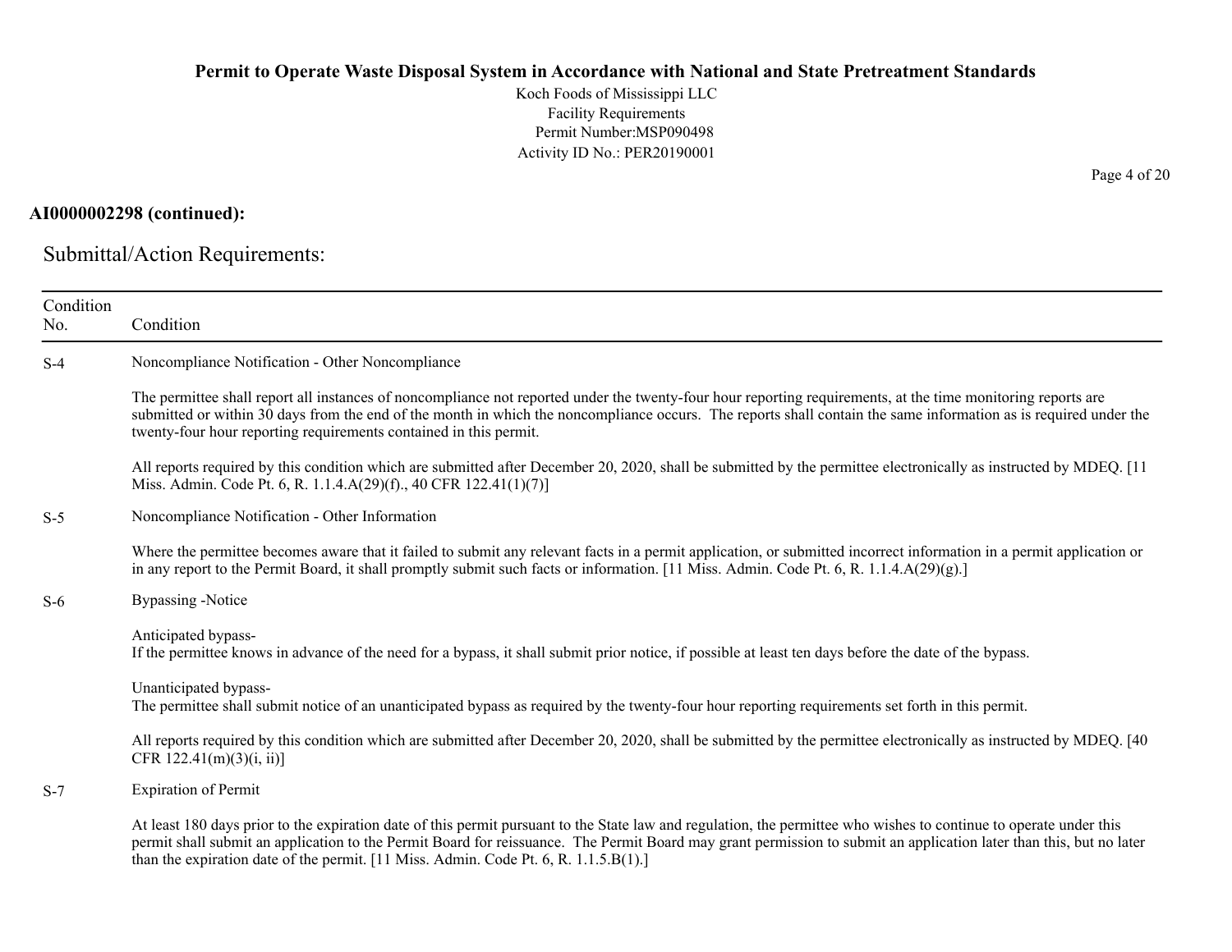**AI0000002298 (continued):**

## Submittal/Action Requirements:

| Condition No. | Condition |
|---|---|
| S-4 | Noncompliance Notification - Other Noncompliance<br><br>The permittee shall report all instances of noncompliance not reported under the twenty-four hour reporting requirements, at the time monitoring reports are submitted or within 30 days from the end of the month in which the noncompliance occurs. The reports shall contain the same information as is required under the twenty-four hour reporting requirements contained in this permit.<br><br>All reports required by this condition which are submitted after December 20, 2020, shall be submitted by the permittee electronically as instructed by MDEQ. [11 Miss. Admin. Code Pt. 6, R. 1.1.4.A(29)(f)., 40 CFR 122.41(1)(7)] |
| S-5 | Noncompliance Notification - Other Information<br><br>Where the permittee becomes aware that it failed to submit any relevant facts in a permit application, or submitted incorrect information in a permit application or in any report to the Permit Board, it shall promptly submit such facts or information. [11 Miss. Admin. Code Pt. 6, R. 1.1.4.A(29)(g).] |
| S-6 | Bypassing -Notice<br><br>Anticipated bypass-<br>If the permittee knows in advance of the need for a bypass, it shall submit prior notice, if possible at least ten days before the date of the bypass.<br><br>Unanticipated bypass-<br>The permittee shall submit notice of an unanticipated bypass as required by the twenty-four hour reporting requirements set forth in this permit.<br><br>All reports required by this condition which are submitted after December 20, 2020, shall be submitted by the permittee electronically as instructed by MDEQ. [40 CFR 122.41(m)(3)(i, ii)] |
| S-7 | Expiration of Permit<br><br>At least 180 days prior to the expiration date of this permit pursuant to the State law and regulation, the permittee who wishes to continue to operate under this permit shall submit an application to the Permit Board for reissuance. The Permit Board may grant permission to submit an application later than this, but no later than the expiration date of the permit. [11 Miss. Admin. Code Pt. 6, R. 1.1.5.B(1).] |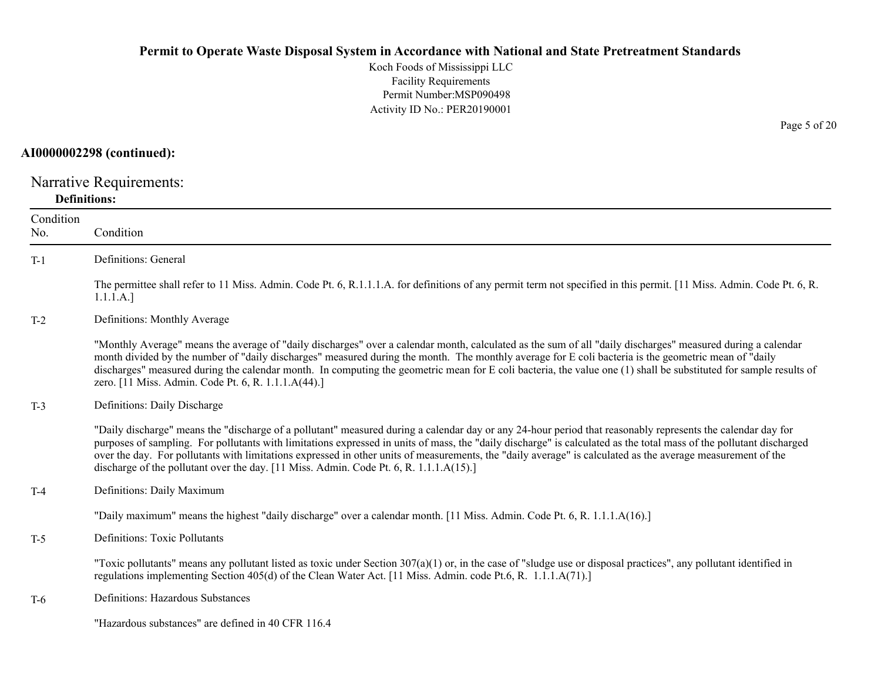**AI0000002298 (continued):**

## Narrative Requirements:

**Definitions:**

| Condition No. | Condition |
|---|---|
| T-1 | Definitions: General<br><br>The permittee shall refer to 11 Miss. Admin. Code Pt. 6, R.1.1.1.A. for definitions of any permit term not specified in this permit. [11 Miss. Admin. Code Pt. 6, R. 1.1.1.A.] |
| T-2 | Definitions: Monthly Average<br><br>"Monthly Average" means the average of "daily discharges" over a calendar month, calculated as the sum of all "daily discharges" measured during a calendar month divided by the number of "daily discharges" measured during the month. The monthly average for E coli bacteria is the geometric mean of "daily discharges" measured during the calendar month. In computing the geometric mean for E coli bacteria, the value one (1) shall be substituted for sample results of zero. [11 Miss. Admin. Code Pt. 6, R. 1.1.1.A(44).] |
| T-3 | Definitions: Daily Discharge<br><br>"Daily discharge" means the "discharge of a pollutant" measured during a calendar day or any 24-hour period that reasonably represents the calendar day for purposes of sampling. For pollutants with limitations expressed in units of mass, the "daily discharge" is calculated as the total mass of the pollutant discharged over the day. For pollutants with limitations expressed in other units of measurements, the "daily average" is calculated as the average measurement of the discharge of the pollutant over the day. [11 Miss. Admin. Code Pt. 6, R. 1.1.1.A(15).] |
| T-4 | Definitions: Daily Maximum<br><br>"Daily maximum" means the highest "daily discharge" over a calendar month. [11 Miss. Admin. Code Pt. 6, R. 1.1.1.A(16).] |
| T-5 | Definitions: Toxic Pollutants<br><br>"Toxic pollutants" means any pollutant listed as toxic under Section 307(a)(1) or, in the case of "sludge use or disposal practices", any pollutant identified in regulations implementing Section 405(d) of the Clean Water Act. [11 Miss. Admin. code Pt.6, R. 1.1.1.A(71).] |
| T-6 | Definitions: Hazardous Substances<br><br>"Hazardous substances" are defined in 40 CFR 116.4 |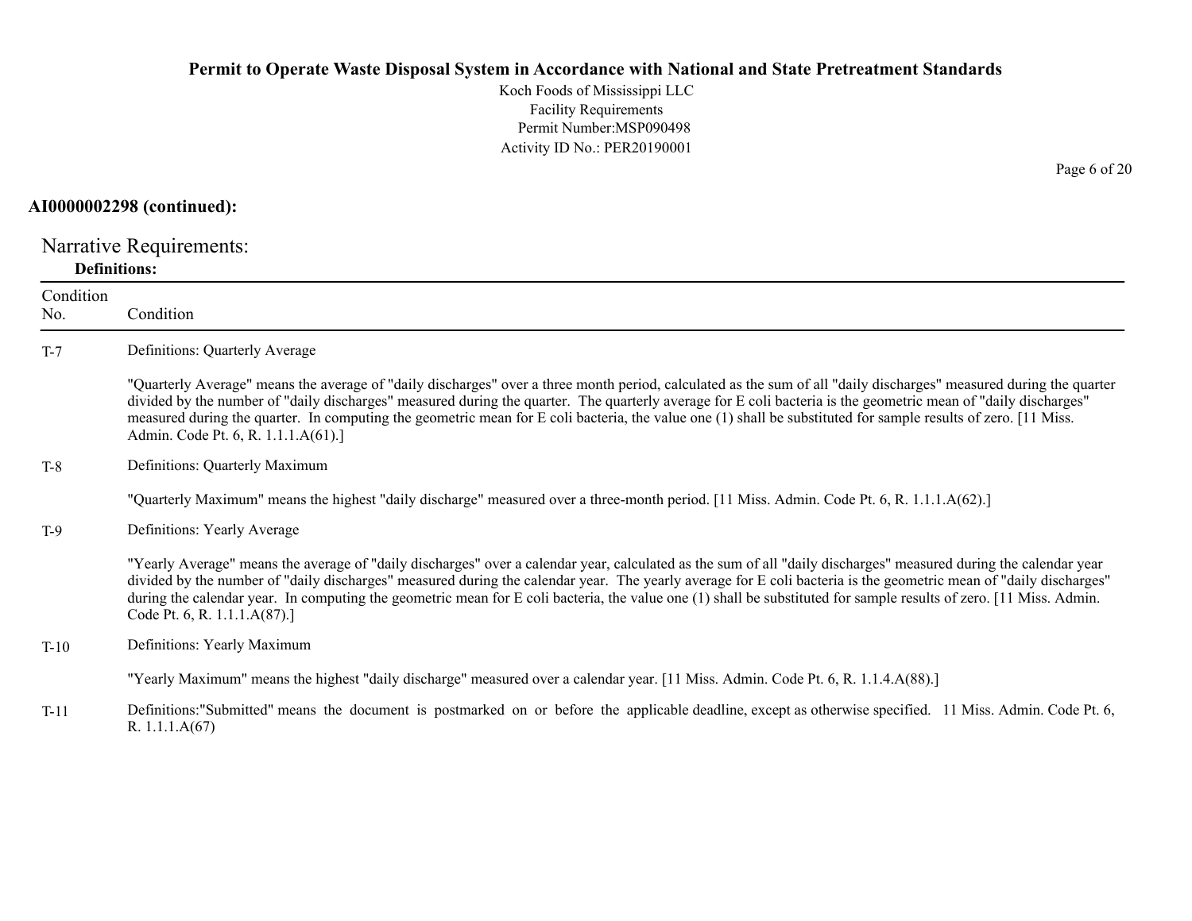**AI0000002298 (continued):**

## Narrative Requirements:

**Definitions:**

| Condition No. | Condition |
|---|---|
| T-7 | Definitions: Quarterly Average<br><br>"Quarterly Average" means the average of "daily discharges" over a three month period, calculated as the sum of all "daily discharges" measured during the quarter divided by the number of "daily discharges" measured during the quarter. The quarterly average for E coli bacteria is the geometric mean of "daily discharges" measured during the quarter. In computing the geometric mean for E coli bacteria, the value one (1) shall be substituted for sample results of zero. [11 Miss. Admin. Code Pt. 6, R. 1.1.1.A(61).] |
| T-8 | Definitions: Quarterly Maximum<br><br>"Quarterly Maximum" means the highest "daily discharge" measured over a three-month period. [11 Miss. Admin. Code Pt. 6, R. 1.1.1.A(62).] |
| T-9 | Definitions: Yearly Average<br><br>"Yearly Average" means the average of "daily discharges" over a calendar year, calculated as the sum of all "daily discharges" measured during the calendar year divided by the number of "daily discharges" measured during the calendar year. The yearly average for E coli bacteria is the geometric mean of "daily discharges" during the calendar year. In computing the geometric mean for E coli bacteria, the value one (1) shall be substituted for sample results of zero. [11 Miss. Admin. Code Pt. 6, R. 1.1.1.A(87).] |
| T-10 | Definitions: Yearly Maximum<br><br>"Yearly Maximum" means the highest "daily discharge" measured over a calendar year. [11 Miss. Admin. Code Pt. 6, R. 1.1.4.A(88).] |
| T-11 | Definitions:"Submitted" means the document is postmarked on or before the applicable deadline, except as otherwise specified. 11 Miss. Admin. Code Pt. 6, R. 1.1.1.A(67) |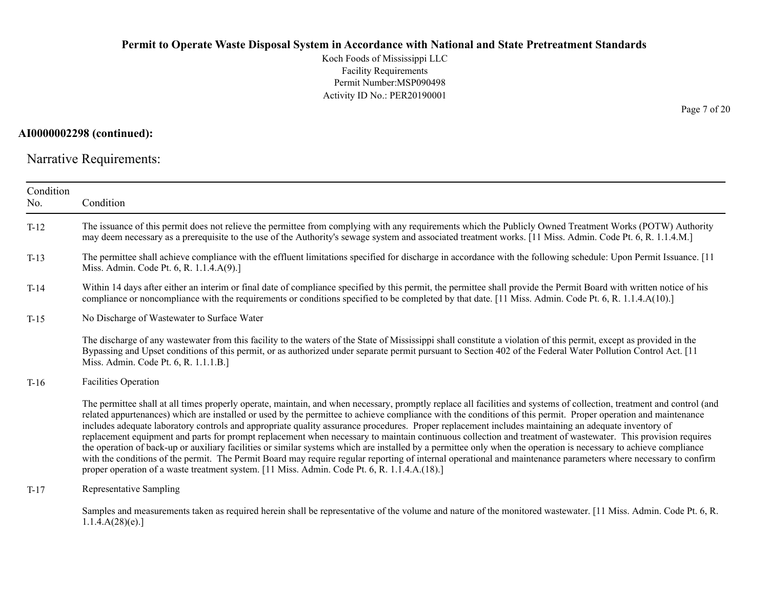**AI0000002298 (continued):**

Narrative Requirements:

| Condition No. | Condition |
|---|---|
| T-12 | The issuance of this permit does not relieve the permittee from complying with any requirements which the Publicly Owned Treatment Works (POTW) Authority may deem necessary as a prerequisite to the use of the Authority's sewage system and associated treatment works. [11 Miss. Admin. Code Pt. 6, R. 1.1.4.M.] |
| T-13 | The permittee shall achieve compliance with the effluent limitations specified for discharge in accordance with the following schedule: Upon Permit Issuance. [11 Miss. Admin. Code Pt. 6, R. 1.1.4.A(9).] |
| T-14 | Within 14 days after either an interim or final date of compliance specified by this permit, the permittee shall provide the Permit Board with written notice of his compliance or noncompliance with the requirements or conditions specified to be completed by that date. [11 Miss. Admin. Code Pt. 6, R. 1.1.4.A(10).] |
| T-15 | No Discharge of Wastewater to Surface Water<br><br>The discharge of any wastewater from this facility to the waters of the State of Mississippi shall constitute a violation of this permit, except as provided in the Bypassing and Upset conditions of this permit, or as authorized under separate permit pursuant to Section 402 of the Federal Water Pollution Control Act. [11 Miss. Admin. Code Pt. 6, R. 1.1.1.B.] |
| T-16 | Facilities Operation<br><br>The permittee shall at all times properly operate, maintain, and when necessary, promptly replace all facilities and systems of collection, treatment and control (and related appurtenances) which are installed or used by the permittee to achieve compliance with the conditions of this permit. Proper operation and maintenance includes adequate laboratory controls and appropriate quality assurance procedures. Proper replacement includes maintaining an adequate inventory of replacement equipment and parts for prompt replacement when necessary to maintain continuous collection and treatment of wastewater. This provision requires the operation of back-up or auxiliary facilities or similar systems which are installed by a permittee only when the operation is necessary to achieve compliance with the conditions of the permit. The Permit Board may require regular reporting of internal operational and maintenance parameters where necessary to confirm proper operation of a waste treatment system. [11 Miss. Admin. Code Pt. 6, R. 1.1.4.A.(18).] |
| T-17 | Representative Sampling<br><br>Samples and measurements taken as required herein shall be representative of the volume and nature of the monitored wastewater. [11 Miss. Admin. Code Pt. 6, R. 1.1.4.A(28)(e).] |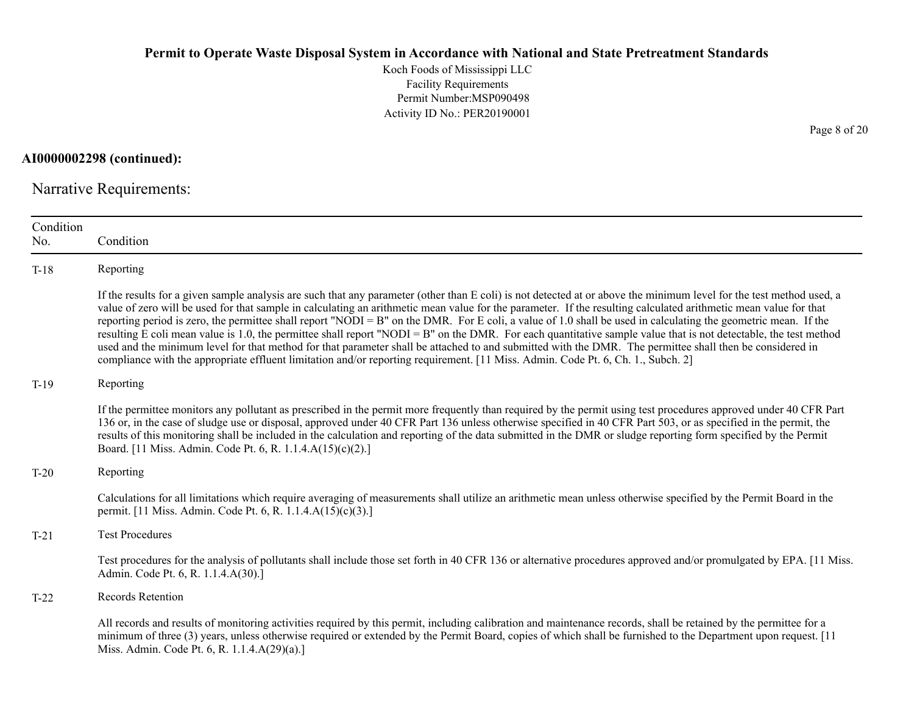**AI0000002298 (continued):**

## Narrative Requirements:

| Condition No. | Condition |
|---|---|
| T-18 | Reporting<br><br>If the results for a given sample analysis are such that any parameter (other than E coli) is not detected at or above the minimum level for the test method used, a value of zero will be used for that sample in calculating an arithmetic mean value for the parameter. If the resulting calculated arithmetic mean value for that reporting period is zero, the permittee shall report "NODI = B" on the DMR. For E coli, a value of 1.0 shall be used in calculating the geometric mean. If the resulting E coli mean value is 1.0, the permittee shall report "NODI = B" on the DMR. For each quantitative sample value that is not detectable, the test method used and the minimum level for that method for that parameter shall be attached to and submitted with the DMR. The permittee shall then be considered in compliance with the appropriate effluent limitation and/or reporting requirement. [11 Miss. Admin. Code Pt. 6, Ch. 1., Subch. 2] |
| T-19 | Reporting<br><br>If the permittee monitors any pollutant as prescribed in the permit more frequently than required by the permit using test procedures approved under 40 CFR Part 136 or, in the case of sludge use or disposal, approved under 40 CFR Part 136 unless otherwise specified in 40 CFR Part 503, or as specified in the permit, the results of this monitoring shall be included in the calculation and reporting of the data submitted in the DMR or sludge reporting form specified by the Permit Board. [11 Miss. Admin. Code Pt. 6, R. 1.1.4.A(15)(c)(2).] |
| T-20 | Reporting<br><br>Calculations for all limitations which require averaging of measurements shall utilize an arithmetic mean unless otherwise specified by the Permit Board in the permit. [11 Miss. Admin. Code Pt. 6, R. 1.1.4.A(15)(c)(3).] |
| T-21 | Test Procedures<br><br>Test procedures for the analysis of pollutants shall include those set forth in 40 CFR 136 or alternative procedures approved and/or promulgated by EPA. [11 Miss. Admin. Code Pt. 6, R. 1.1.4.A(30).] |
| T-22 | Records Retention<br><br>All records and results of monitoring activities required by this permit, including calibration and maintenance records, shall be retained by the permittee for a minimum of three (3) years, unless otherwise required or extended by the Permit Board, copies of which shall be furnished to the Department upon request. [11 Miss. Admin. Code Pt. 6, R. 1.1.4.A(29)(a).] |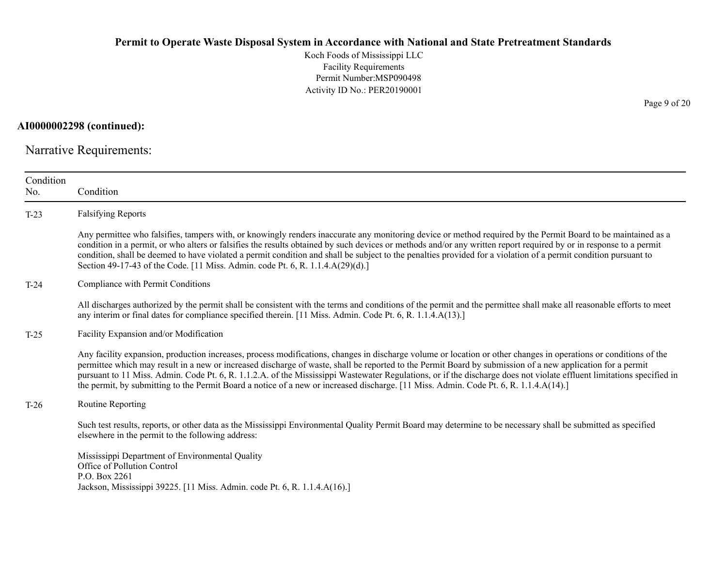**AI0000002298 (continued):**

## Narrative Requirements:

| Condition No. | Condition |
|---|---|
| T-23 | Falsifying Reports<br><br>Any permittee who falsifies, tampers with, or knowingly renders inaccurate any monitoring device or method required by the Permit Board to be maintained as a condition in a permit, or who alters or falsifies the results obtained by such devices or methods and/or any written report required by or in response to a permit condition, shall be deemed to have violated a permit condition and shall be subject to the penalties provided for a violation of a permit condition pursuant to Section 49-17-43 of the Code. [11 Miss. Admin. code Pt. 6, R. 1.1.4.A(29)(d).] |
| T-24 | Compliance with Permit Conditions<br><br>All discharges authorized by the permit shall be consistent with the terms and conditions of the permit and the permittee shall make all reasonable efforts to meet any interim or final dates for compliance specified therein. [11 Miss. Admin. Code Pt. 6, R. 1.1.4.A(13).] |
| T-25 | Facility Expansion and/or Modification<br><br>Any facility expansion, production increases, process modifications, changes in discharge volume or location or other changes in operations or conditions of the permittee which may result in a new or increased discharge of waste, shall be reported to the Permit Board by submission of a new application for a permit pursuant to 11 Miss. Admin. Code Pt. 6, R. 1.1.2.A. of the Mississippi Wastewater Regulations, or if the discharge does not violate effluent limitations specified in the permit, by submitting to the Permit Board a notice of a new or increased discharge. [11 Miss. Admin. Code Pt. 6, R. 1.1.4.A(14).] |
| T-26 | Routine Reporting<br><br>Such test results, reports, or other data as the Mississippi Environmental Quality Permit Board may determine to be necessary shall be submitted as specified elsewhere in the permit to the following address:<br><br>Mississippi Department of Environmental Quality<br>Office of Pollution Control<br>P.O. Box 2261<br>Jackson, Mississippi 39225. [11 Miss. Admin. code Pt. 6, R. 1.1.4.A(16).] |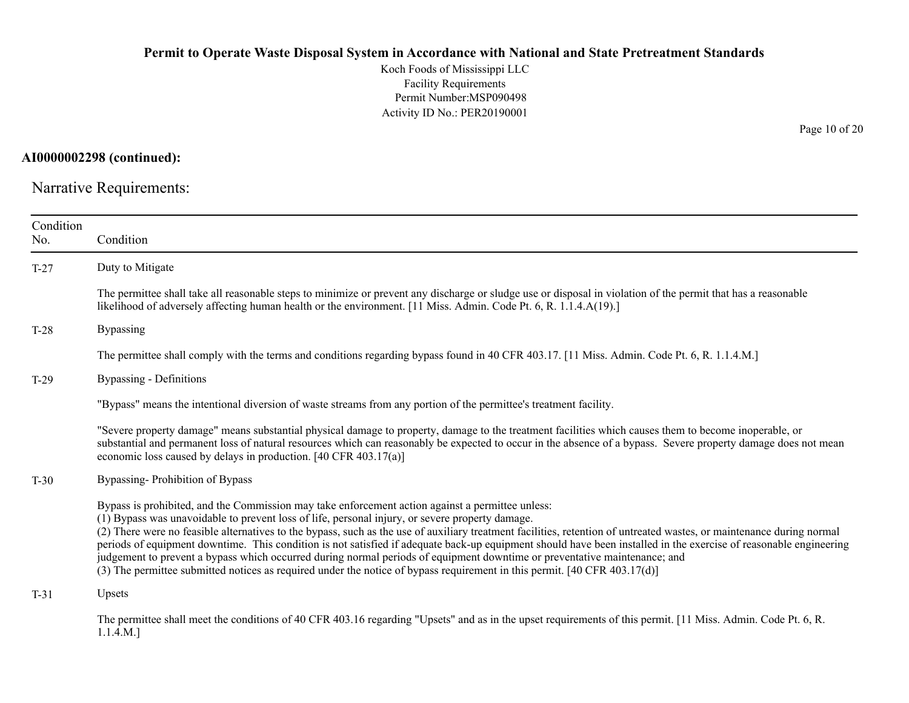**AI0000002298 (continued):**

Narrative Requirements:

| Condition No. | Condition |
|---|---|
| T-27 | Duty to Mitigate<br><br>The permittee shall take all reasonable steps to minimize or prevent any discharge or sludge use or disposal in violation of the permit that has a reasonable likelihood of adversely affecting human health or the environment. [11 Miss. Admin. Code Pt. 6, R. 1.1.4.A(19).] |
| T-28 | Bypassing<br><br>The permittee shall comply with the terms and conditions regarding bypass found in 40 CFR 403.17. [11 Miss. Admin. Code Pt. 6, R. 1.1.4.M.] |
| T-29 | Bypassing - Definitions<br><br>"Bypass" means the intentional diversion of waste streams from any portion of the permittee's treatment facility.<br><br>"Severe property damage" means substantial physical damage to property, damage to the treatment facilities which causes them to become inoperable, or substantial and permanent loss of natural resources which can reasonably be expected to occur in the absence of a bypass. Severe property damage does not mean economic loss caused by delays in production. [40 CFR 403.17(a)] |
| T-30 | Bypassing- Prohibition of Bypass<br><br>Bypass is prohibited, and the Commission may take enforcement action against a permittee unless:<br>(1) Bypass was unavoidable to prevent loss of life, personal injury, or severe property damage.<br>(2) There were no feasible alternatives to the bypass, such as the use of auxiliary treatment facilities, retention of untreated wastes, or maintenance during normal periods of equipment downtime. This condition is not satisfied if adequate back-up equipment should have been installed in the exercise of reasonable engineering judgement to prevent a bypass which occurred during normal periods of equipment downtime or preventative maintenance; and<br>(3) The permittee submitted notices as required under the notice of bypass requirement in this permit. [40 CFR 403.17(d)] |
| T-31 | Upsets<br><br>The permittee shall meet the conditions of 40 CFR 403.16 regarding "Upsets" and as in the upset requirements of this permit. [11 Miss. Admin. Code Pt. 6, R. 1.1.4.M.] |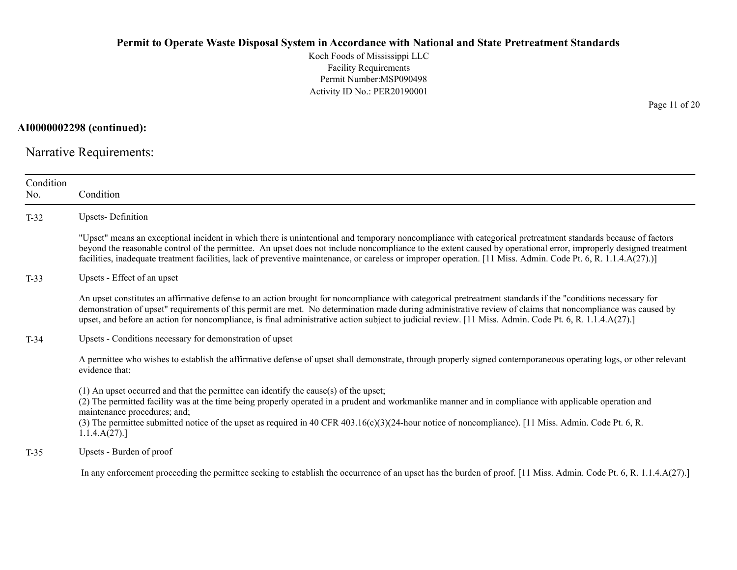**AI0000002298 (continued):**

Narrative Requirements:

| Condition No. | Condition |
|---|---|
| T-32 | Upsets- Definition<br><br>"Upset" means an exceptional incident in which there is unintentional and temporary noncompliance with categorical pretreatment standards because of factors beyond the reasonable control of the permittee. An upset does not include noncompliance to the extent caused by operational error, improperly designed treatment facilities, inadequate treatment facilities, lack of preventive maintenance, or careless or improper operation. [11 Miss. Admin. Code Pt. 6, R. 1.1.4.A(27).)] |
| T-33 | Upsets - Effect of an upset<br><br>An upset constitutes an affirmative defense to an action brought for noncompliance with categorical pretreatment standards if the "conditions necessary for demonstration of upset" requirements of this permit are met. No determination made during administrative review of claims that noncompliance was caused by upset, and before an action for noncompliance, is final administrative action subject to judicial review. [11 Miss. Admin. Code Pt. 6, R. 1.1.4.A(27).] |
| T-34 | Upsets - Conditions necessary for demonstration of upset<br><br>A permittee who wishes to establish the affirmative defense of upset shall demonstrate, through properly signed contemporaneous operating logs, or other relevant evidence that:<br><br>(1) An upset occurred and that the permittee can identify the cause(s) of the upset;<br>(2) The permitted facility was at the time being properly operated in a prudent and workmanlike manner and in compliance with applicable operation and maintenance procedures; and;<br>(3) The permittee submitted notice of the upset as required in 40 CFR 403.16(c)(3)(24-hour notice of noncompliance). [11 Miss. Admin. Code Pt. 6, R. 1.1.4.A(27).] |
| T-35 | Upsets - Burden of proof<br><br>In any enforcement proceeding the permittee seeking to establish the occurrence of an upset has the burden of proof. [11 Miss. Admin. Code Pt. 6, R. 1.1.4.A(27).] |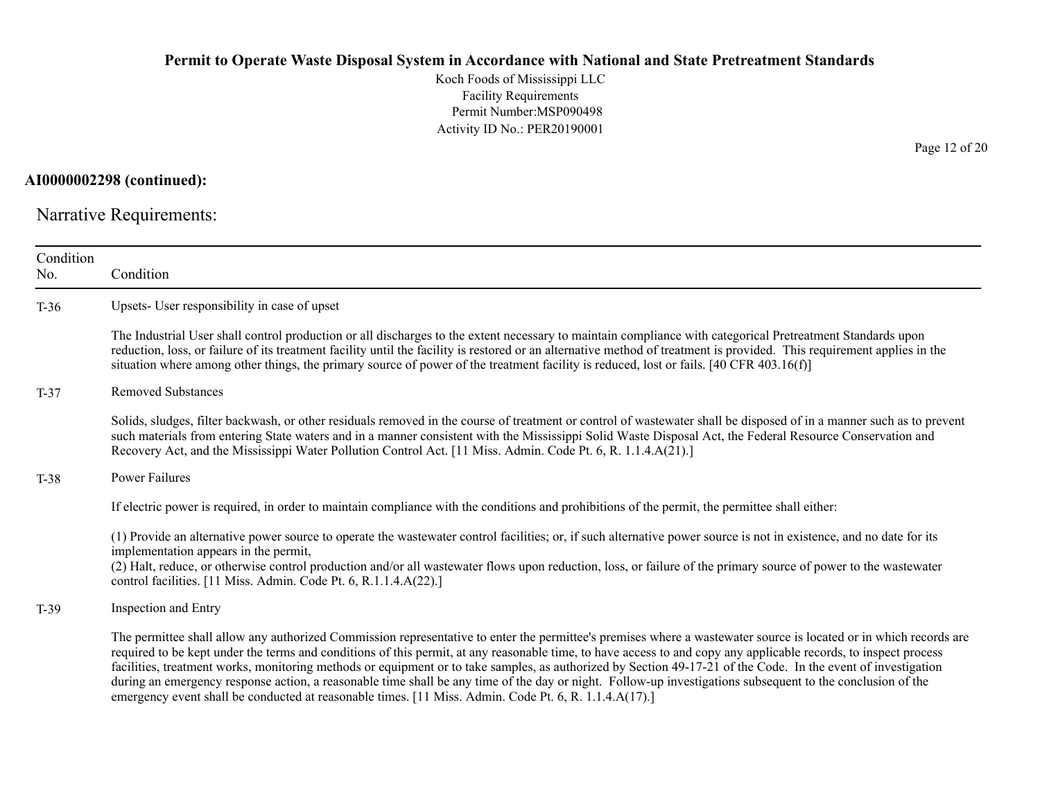**AI0000002298 (continued):**

Narrative Requirements:

| Condition No. | Condition |
|---|---|
| T-36 | Upsets- User responsibility in case of upset<br><br>The Industrial User shall control production or all discharges to the extent necessary to maintain compliance with categorical Pretreatment Standards upon reduction, loss, or failure of its treatment facility until the facility is restored or an alternative method of treatment is provided. This requirement applies in the situation where among other things, the primary source of power of the treatment facility is reduced, lost or fails. [40 CFR 403.16(f)] |
| T-37 | Removed Substances<br><br>Solids, sludges, filter backwash, or other residuals removed in the course of treatment or control of wastewater shall be disposed of in a manner such as to prevent such materials from entering State waters and in a manner consistent with the Mississippi Solid Waste Disposal Act, the Federal Resource Conservation and Recovery Act, and the Mississippi Water Pollution Control Act. [11 Miss. Admin. Code Pt. 6, R. 1.1.4.A(21).] |
| T-38 | Power Failures<br><br>If electric power is required, in order to maintain compliance with the conditions and prohibitions of the permit, the permittee shall either:<br><br>(1) Provide an alternative power source to operate the wastewater control facilities; or, if such alternative power source is not in existence, and no date for its implementation appears in the permit,<br>(2) Halt, reduce, or otherwise control production and/or all wastewater flows upon reduction, loss, or failure of the primary source of power to the wastewater control facilities. [11 Miss. Admin. Code Pt. 6, R.1.1.4.A(22).] |
| T-39 | Inspection and Entry<br><br>The permittee shall allow any authorized Commission representative to enter the permittee's premises where a wastewater source is located or in which records are required to be kept under the terms and conditions of this permit, at any reasonable time, to have access to and copy any applicable records, to inspect process facilities, treatment works, monitoring methods or equipment or to take samples, as authorized by Section 49-17-21 of the Code. In the event of investigation during an emergency response action, a reasonable time shall be any time of the day or night. Follow-up investigations subsequent to the conclusion of the emergency event shall be conducted at reasonable times. [11 Miss. Admin. Code Pt. 6, R. 1.1.4.A(17).] |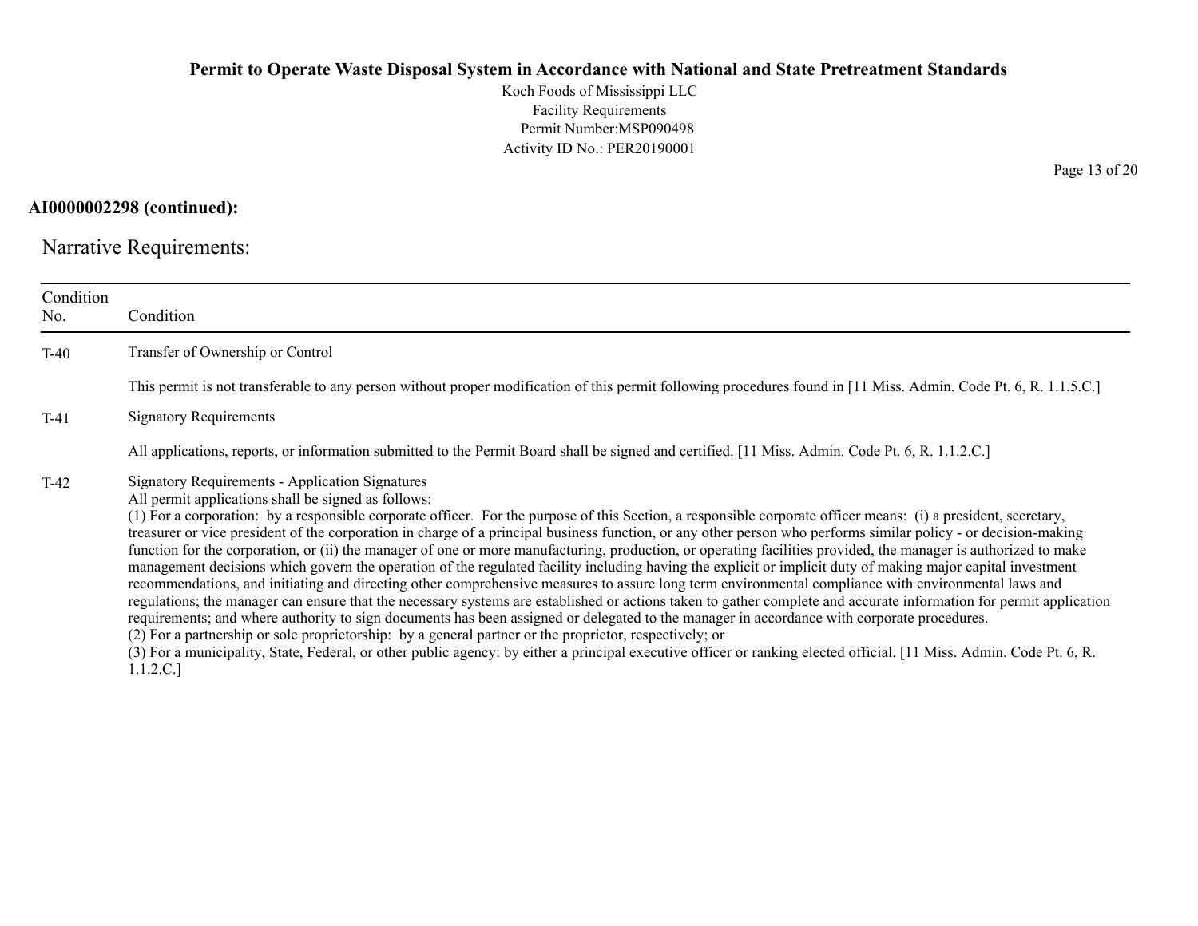**AI0000002298 (continued):**

Narrative Requirements:

| Condition No. | Condition |
|---|---|
| T-40 | Transfer of Ownership or Control<br><br>This permit is not transferable to any person without proper modification of this permit following procedures found in [11 Miss. Admin. Code Pt. 6, R. 1.1.5.C.] |
| T-41 | Signatory Requirements<br><br>All applications, reports, or information submitted to the Permit Board shall be signed and certified. [11 Miss. Admin. Code Pt. 6, R. 1.1.2.C.] |
| T-42 | Signatory Requirements - Application Signatures<br>All permit applications shall be signed as follows:<br>(1) For a corporation: by a responsible corporate officer. For the purpose of this Section, a responsible corporate officer means: (i) a president, secretary, treasurer or vice president of the corporation in charge of a principal business function, or any other person who performs similar policy - or decision-making function for the corporation, or (ii) the manager of one or more manufacturing, production, or operating facilities provided, the manager is authorized to make management decisions which govern the operation of the regulated facility including having the explicit or implicit duty of making major capital investment recommendations, and initiating and directing other comprehensive measures to assure long term environmental compliance with environmental laws and regulations; the manager can ensure that the necessary systems are established or actions taken to gather complete and accurate information for permit application requirements; and where authority to sign documents has been assigned or delegated to the manager in accordance with corporate procedures.<br>(2) For a partnership or sole proprietorship: by a general partner or the proprietor, respectively; or<br>(3) For a municipality, State, Federal, or other public agency: by either a principal executive officer or ranking elected official. [11 Miss. Admin. Code Pt. 6, R. 1.1.2.C.] |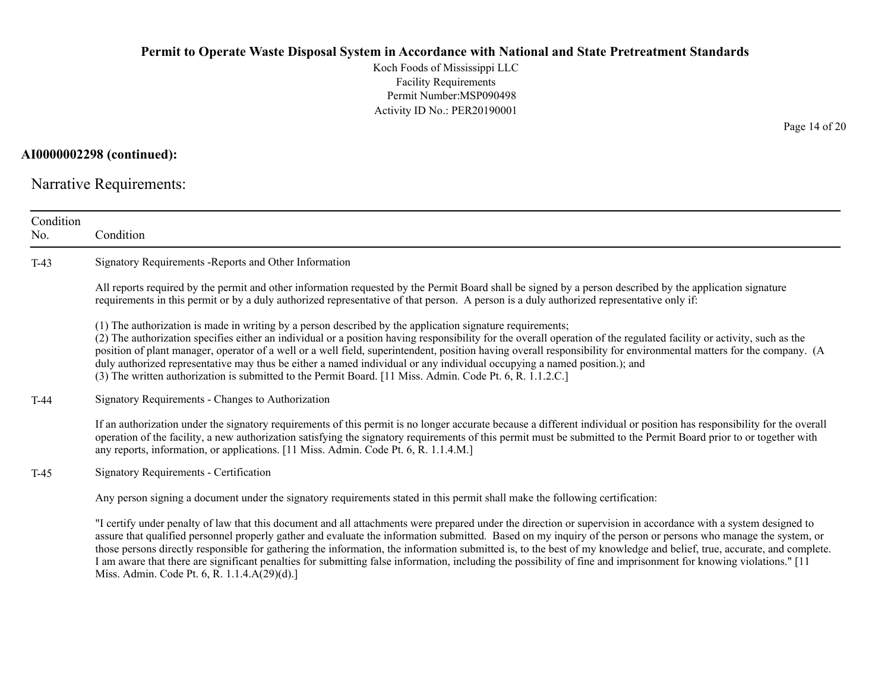**AI0000002298 (continued):**

Narrative Requirements:

| Condition No. | Condition |
|---|---|
| T-43 | Signatory Requirements -Reports and Other Information<br><br>All reports required by the permit and other information requested by the Permit Board shall be signed by a person described by the application signature requirements in this permit or by a duly authorized representative of that person. A person is a duly authorized representative only if:<br><br>(1) The authorization is made in writing by a person described by the application signature requirements;<br>(2) The authorization specifies either an individual or a position having responsibility for the overall operation of the regulated facility or activity, such as the position of plant manager, operator of a well or a well field, superintendent, position having overall responsibility for environmental matters for the company. (A duly authorized representative may thus be either a named individual or any individual occupying a named position.); and<br>(3) The written authorization is submitted to the Permit Board. [11 Miss. Admin. Code Pt. 6, R. 1.1.2.C.] |
| T-44 | Signatory Requirements - Changes to Authorization<br><br>If an authorization under the signatory requirements of this permit is no longer accurate because a different individual or position has responsibility for the overall operation of the facility, a new authorization satisfying the signatory requirements of this permit must be submitted to the Permit Board prior to or together with any reports, information, or applications. [11 Miss. Admin. Code Pt. 6, R. 1.1.4.M.] |
| T-45 | Signatory Requirements - Certification<br><br>Any person signing a document under the signatory requirements stated in this permit shall make the following certification:<br><br>"I certify under penalty of law that this document and all attachments were prepared under the direction or supervision in accordance with a system designed to assure that qualified personnel properly gather and evaluate the information submitted. Based on my inquiry of the person or persons who manage the system, or those persons directly responsible for gathering the information, the information submitted is, to the best of my knowledge and belief, true, accurate, and complete. I am aware that there are significant penalties for submitting false information, including the possibility of fine and imprisonment for knowing violations." [11 Miss. Admin. Code Pt. 6, R. 1.1.4.A(29)(d).] |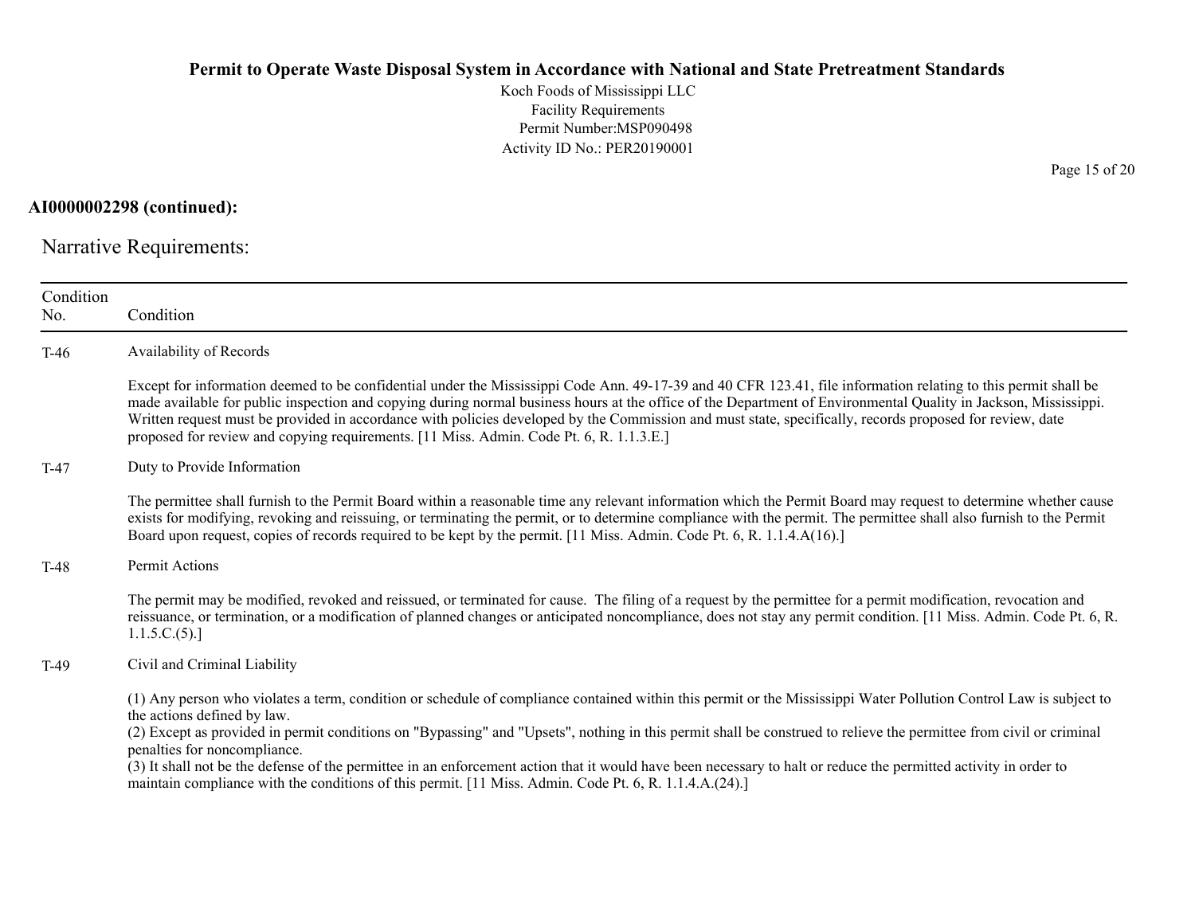**AI0000002298 (continued):**

## Narrative Requirements:

| Condition No. | Condition |
|---|---|
| T-46 | Availability of Records<br><br>Except for information deemed to be confidential under the Mississippi Code Ann. 49-17-39 and 40 CFR 123.41, file information relating to this permit shall be made available for public inspection and copying during normal business hours at the office of the Department of Environmental Quality in Jackson, Mississippi. Written request must be provided in accordance with policies developed by the Commission and must state, specifically, records proposed for review, date proposed for review and copying requirements. [11 Miss. Admin. Code Pt. 6, R. 1.1.3.E.] |
| T-47 | Duty to Provide Information<br><br>The permittee shall furnish to the Permit Board within a reasonable time any relevant information which the Permit Board may request to determine whether cause exists for modifying, revoking and reissuing, or terminating the permit, or to determine compliance with the permit. The permittee shall also furnish to the Permit Board upon request, copies of records required to be kept by the permit. [11 Miss. Admin. Code Pt. 6, R. 1.1.4.A(16).] |
| T-48 | Permit Actions<br><br>The permit may be modified, revoked and reissued, or terminated for cause. The filing of a request by the permittee for a permit modification, revocation and reissuance, or termination, or a modification of planned changes or anticipated noncompliance, does not stay any permit condition. [11 Miss. Admin. Code Pt. 6, R. 1.1.5.C.(5).] |
| T-49 | Civil and Criminal Liability<br><br>(1) Any person who violates a term, condition or schedule of compliance contained within this permit or the Mississippi Water Pollution Control Law is subject to the actions defined by law.<br>(2) Except as provided in permit conditions on "Bypassing" and "Upsets", nothing in this permit shall be construed to relieve the permittee from civil or criminal penalties for noncompliance.<br>(3) It shall not be the defense of the permittee in an enforcement action that it would have been necessary to halt or reduce the permitted activity in order to maintain compliance with the conditions of this permit. [11 Miss. Admin. Code Pt. 6, R. 1.1.4.A.(24).] |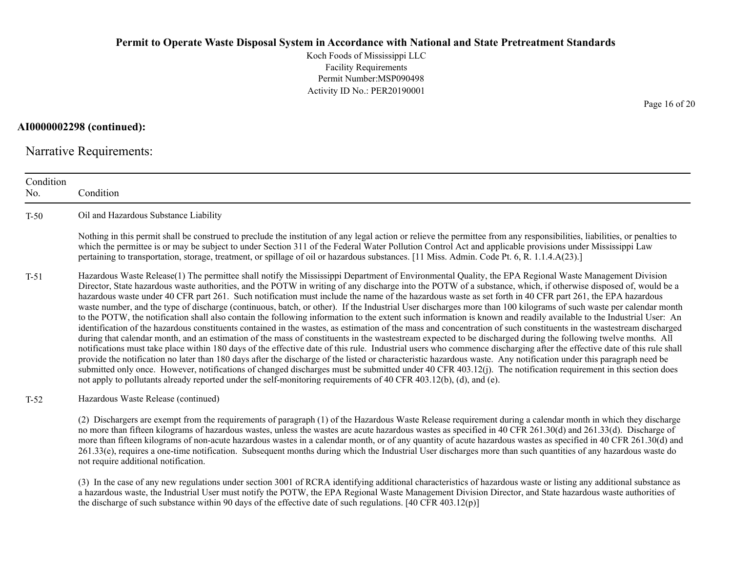**AI0000002298 (continued):**

Narrative Requirements:

| Condition No. | Condition |
|---|---|
| T-50 | Oil and Hazardous Substance Liability<br><br>Nothing in this permit shall be construed to preclude the institution of any legal action or relieve the permittee from any responsibilities, liabilities, or penalties to which the permittee is or may be subject to under Section 311 of the Federal Water Pollution Control Act and applicable provisions under Mississippi Law pertaining to transportation, storage, treatment, or spillage of oil or hazardous substances. [11 Miss. Admin. Code Pt. 6, R. 1.1.4.A(23).] |
| T-51 | Hazardous Waste Release(1) The permittee shall notify the Mississippi Department of Environmental Quality, the EPA Regional Waste Management Division Director, State hazardous waste authorities, and the POTW in writing of any discharge into the POTW of a substance, which, if otherwise disposed of, would be a hazardous waste under 40 CFR part 261. Such notification must include the name of the hazardous waste as set forth in 40 CFR part 261, the EPA hazardous waste number, and the type of discharge (continuous, batch, or other). If the Industrial User discharges more than 100 kilograms of such waste per calendar month to the POTW, the notification shall also contain the following information to the extent such information is known and readily available to the Industrial User: An identification of the hazardous constituents contained in the wastes, as estimation of the mass and concentration of such constituents in the wastestream discharged during that calendar month, and an estimation of the mass of constituents in the wastestream expected to be discharged during the following twelve months. All notifications must take place within 180 days of the effective date of this rule. Industrial users who commence discharging after the effective date of this rule shall provide the notification no later than 180 days after the discharge of the listed or characteristic hazardous waste. Any notification under this paragraph need be submitted only once. However, notifications of changed discharges must be submitted under 40 CFR 403.12(j). The notification requirement in this section does not apply to pollutants already reported under the self-monitoring requirements of 40 CFR 403.12(b), (d), and (e). |
| T-52 | Hazardous Waste Release (continued)<br><br>(2) Dischargers are exempt from the requirements of paragraph (1) of the Hazardous Waste Release requirement during a calendar month in which they discharge no more than fifteen kilograms of hazardous wastes, unless the wastes are acute hazardous wastes as specified in 40 CFR 261.30(d) and 261.33(d). Discharge of more than fifteen kilograms of non-acute hazardous wastes in a calendar month, or of any quantity of acute hazardous wastes as specified in 40 CFR 261.30(d) and 261.33(e), requires a one-time notification. Subsequent months during which the Industrial User discharges more than such quantities of any hazardous waste do not require additional notification.<br><br>(3) In the case of any new regulations under section 3001 of RCRA identifying additional characteristics of hazardous waste or listing any additional substance as a hazardous waste, the Industrial User must notify the POTW, the EPA Regional Waste Management Division Director, and State hazardous waste authorities of the discharge of such substance within 90 days of the effective date of such regulations. [40 CFR 403.12(p)] |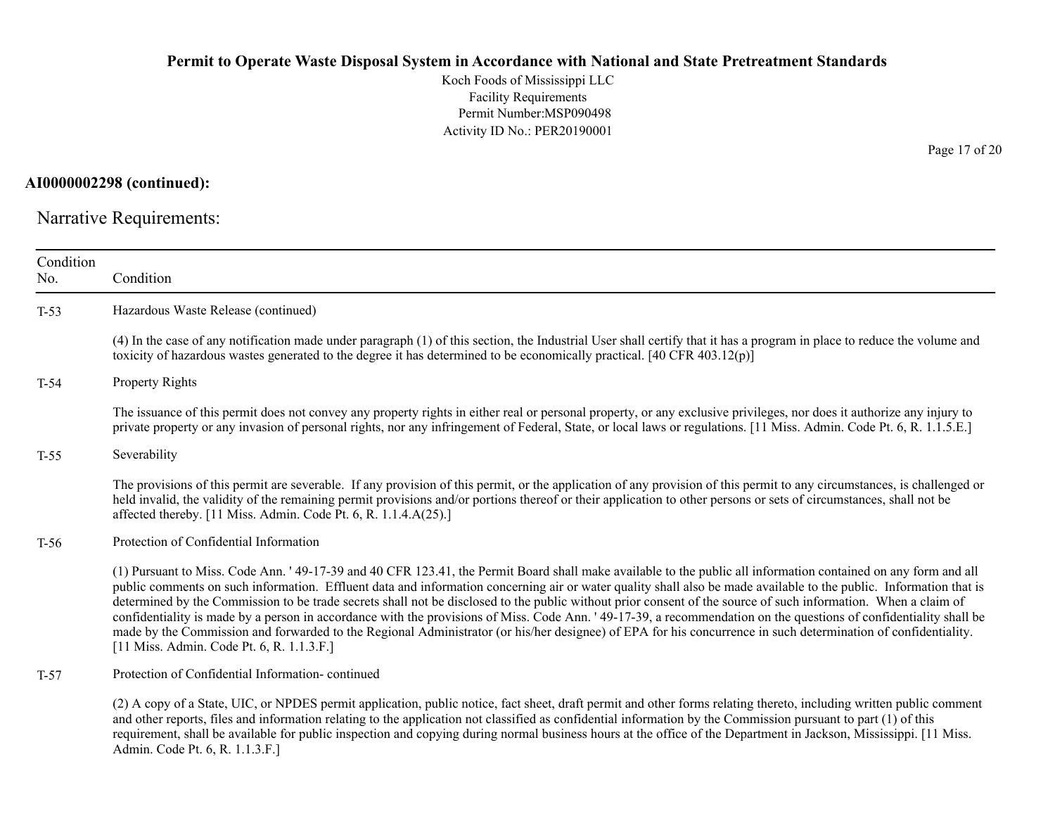**AI0000002298 (continued):**

Narrative Requirements:

| Condition No. | Condition |
|---|---|
| T-53 | Hazardous Waste Release (continued)<br><br>(4) In the case of any notification made under paragraph (1) of this section, the Industrial User shall certify that it has a program in place to reduce the volume and toxicity of hazardous wastes generated to the degree it has determined to be economically practical. [40 CFR 403.12(p)] |
| T-54 | Property Rights<br><br>The issuance of this permit does not convey any property rights in either real or personal property, or any exclusive privileges, nor does it authorize any injury to private property or any invasion of personal rights, nor any infringement of Federal, State, or local laws or regulations. [11 Miss. Admin. Code Pt. 6, R. 1.1.5.E.] |
| T-55 | Severability<br><br>The provisions of this permit are severable. If any provision of this permit, or the application of any provision of this permit to any circumstances, is challenged or held invalid, the validity of the remaining permit provisions and/or portions thereof or their application to other persons or sets of circumstances, shall not be affected thereby. [11 Miss. Admin. Code Pt. 6, R. 1.1.4.A(25).] |
| T-56 | Protection of Confidential Information<br><br>(1) Pursuant to Miss. Code Ann. ' 49-17-39 and 40 CFR 123.41, the Permit Board shall make available to the public all information contained on any form and all public comments on such information. Effluent data and information concerning air or water quality shall also be made available to the public. Information that is determined by the Commission to be trade secrets shall not be disclosed to the public without prior consent of the source of such information. When a claim of confidentiality is made by a person in accordance with the provisions of Miss. Code Ann. ' 49-17-39, a recommendation on the questions of confidentiality shall be made by the Commission and forwarded to the Regional Administrator (or his/her designee) of EPA for his concurrence in such determination of confidentiality. [11 Miss. Admin. Code Pt. 6, R. 1.1.3.F.] |
| T-57 | Protection of Confidential Information- continued<br><br>(2) A copy of a State, UIC, or NPDES permit application, public notice, fact sheet, draft permit and other forms relating thereto, including written public comment and other reports, files and information relating to the application not classified as confidential information by the Commission pursuant to part (1) of this requirement, shall be available for public inspection and copying during normal business hours at the office of the Department in Jackson, Mississippi. [11 Miss. Admin. Code Pt. 6, R. 1.1.3.F.] |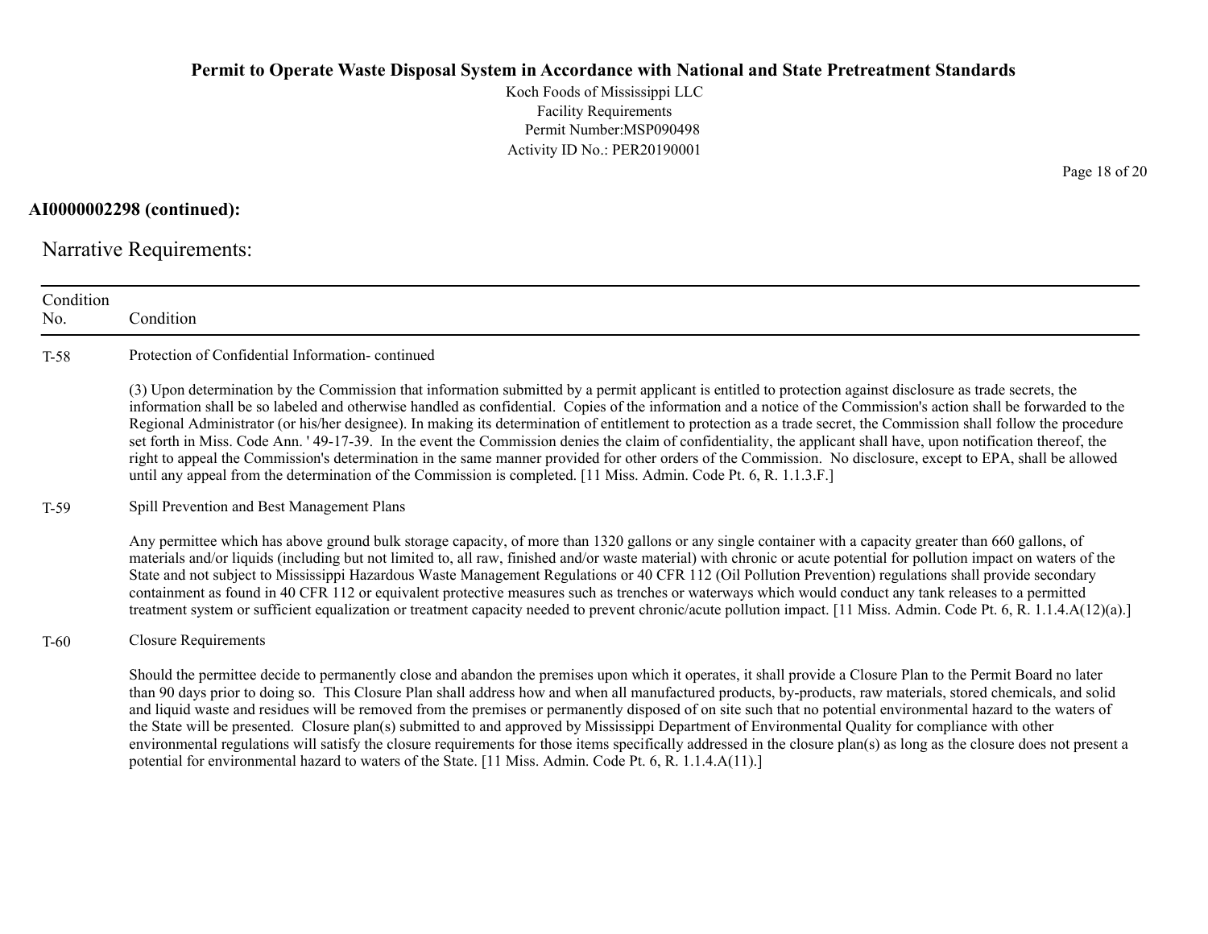**AI0000002298 (continued):**

Narrative Requirements:

| Condition No. | Condition |
|---|---|
| T-58 | Protection of Confidential Information- continued<br><br>(3) Upon determination by the Commission that information submitted by a permit applicant is entitled to protection against disclosure as trade secrets, the information shall be so labeled and otherwise handled as confidential. Copies of the information and a notice of the Commission's action shall be forwarded to the Regional Administrator (or his/her designee). In making its determination of entitlement to protection as a trade secret, the Commission shall follow the procedure set forth in Miss. Code Ann. ' 49-17-39. In the event the Commission denies the claim of confidentiality, the applicant shall have, upon notification thereof, the right to appeal the Commission's determination in the same manner provided for other orders of the Commission. No disclosure, except to EPA, shall be allowed until any appeal from the determination of the Commission is completed. [11 Miss. Admin. Code Pt. 6, R. 1.1.3.F.] |
| T-59 | Spill Prevention and Best Management Plans<br><br>Any permittee which has above ground bulk storage capacity, of more than 1320 gallons or any single container with a capacity greater than 660 gallons, of materials and/or liquids (including but not limited to, all raw, finished and/or waste material) with chronic or acute potential for pollution impact on waters of the State and not subject to Mississippi Hazardous Waste Management Regulations or 40 CFR 112 (Oil Pollution Prevention) regulations shall provide secondary containment as found in 40 CFR 112 or equivalent protective measures such as trenches or waterways which would conduct any tank releases to a permitted treatment system or sufficient equalization or treatment capacity needed to prevent chronic/acute pollution impact. [11 Miss. Admin. Code Pt. 6, R. 1.1.4.A(12)(a).] |
| T-60 | Closure Requirements<br><br>Should the permittee decide to permanently close and abandon the premises upon which it operates, it shall provide a Closure Plan to the Permit Board no later than 90 days prior to doing so. This Closure Plan shall address how and when all manufactured products, by-products, raw materials, stored chemicals, and solid and liquid waste and residues will be removed from the premises or permanently disposed of on site such that no potential environmental hazard to the waters of the State will be presented. Closure plan(s) submitted to and approved by Mississippi Department of Environmental Quality for compliance with other environmental regulations will satisfy the closure requirements for those items specifically addressed in the closure plan(s) as long as the closure does not present a potential for environmental hazard to waters of the State. [11 Miss. Admin. Code Pt. 6, R. 1.1.4.A(11).] |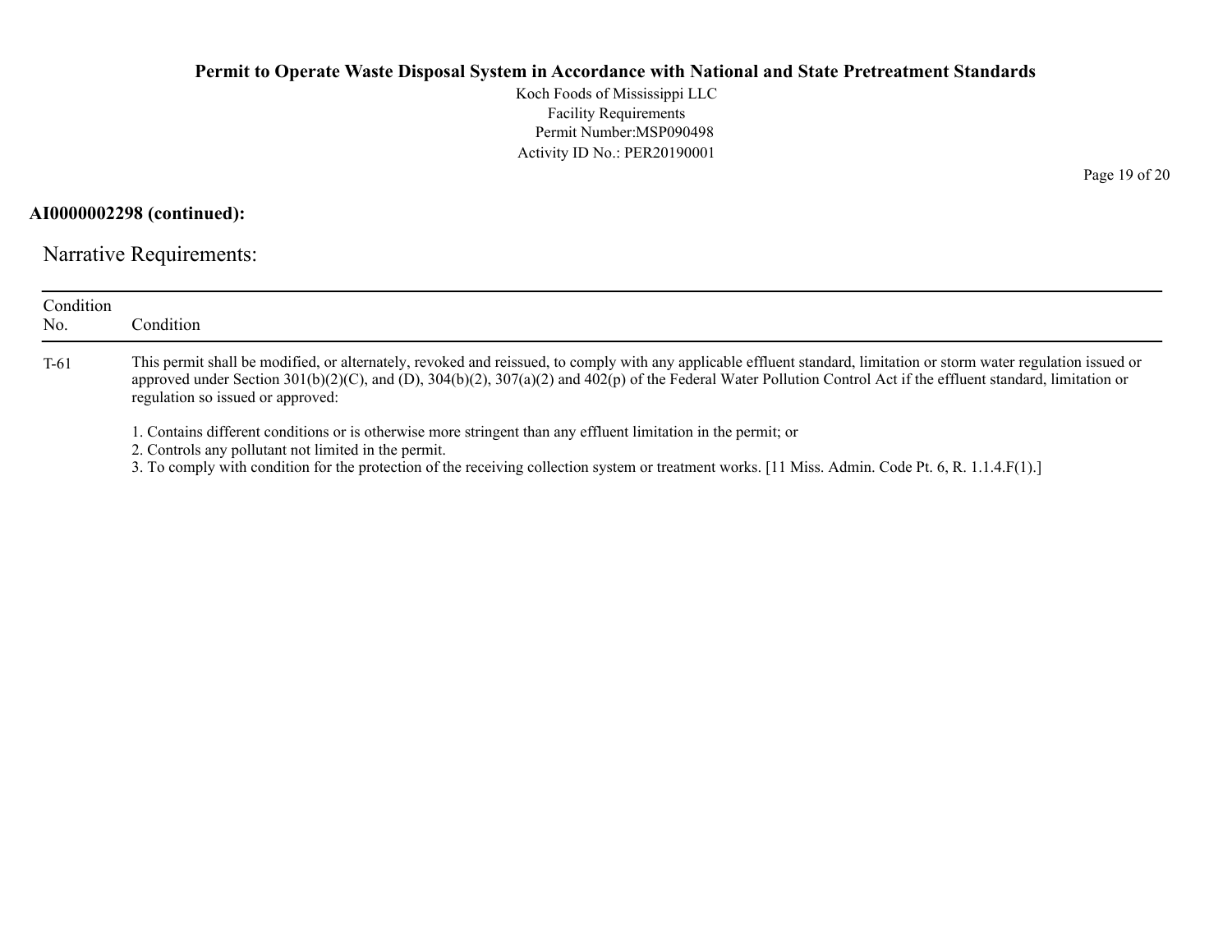**AI0000002298 (continued):**

## Narrative Requirements:

| Condition No. | Condition |
|---|---|
| T-61 | This permit shall be modified, or alternately, revoked and reissued, to comply with any applicable effluent standard, limitation or storm water regulation issued or approved under Section 301(b)(2)(C), and (D), 304(b)(2), 307(a)(2) and 402(p) of the Federal Water Pollution Control Act if the effluent standard, limitation or regulation so issued or approved:<br><br>1. Contains different conditions or is otherwise more stringent than any effluent limitation in the permit; or<br>2. Controls any pollutant not limited in the permit.<br>3. To comply with condition for the protection of the receiving collection system or treatment works. [11 Miss. Admin. Code Pt. 6, R. 1.1.4.F(1).] |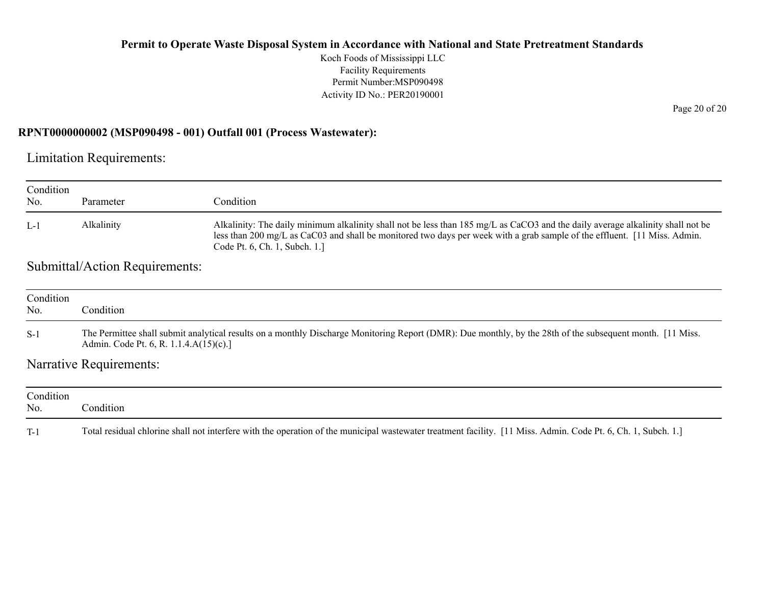**Permit to Operate Waste Disposal System in Accordance with National and State Pretreatment Standards**

Koch Foods of Mississippi LLC
Facility Requirements
Permit Number:MSP090498
Activity ID No.: PER20190001

### RPNT0000000002 (MSP090498 - 001) Outfall 001 (Process Wastewater):

## Limitation Requirements:

| Condition No. | Parameter | Condition |
|---|---|---|
| L-1 | Alkalinity | Alkalinity: The daily minimum alkalinity shall not be less than 185 mg/L as $CaCO_3$ and the daily average alkalinity shall not be less than 200 mg/L as CaC03 and shall be monitored two days per week with a grab sample of the effluent. [11 Miss. Admin. Code Pt. 6, Ch. 1, Subch. 1.] |

## Submittal/Action Requirements:

| Condition No. | Condition |
|---|---|
| S-1 | The Permittee shall submit analytical results on a monthly Discharge Monitoring Report (DMR): Due monthly, by the 28th of the subsequent month. [11 Miss. Admin. Code Pt. 6, R. 1.1.4.A(15)(c).] |

## Narrative Requirements:

| Condition No. | Condition |
|---|---|
| T-1 | Total residual chlorine shall not interfere with the operation of the municipal wastewater treatment facility. [11 Miss. Admin. Code Pt. 6, Ch. 1, Subch. 1.] |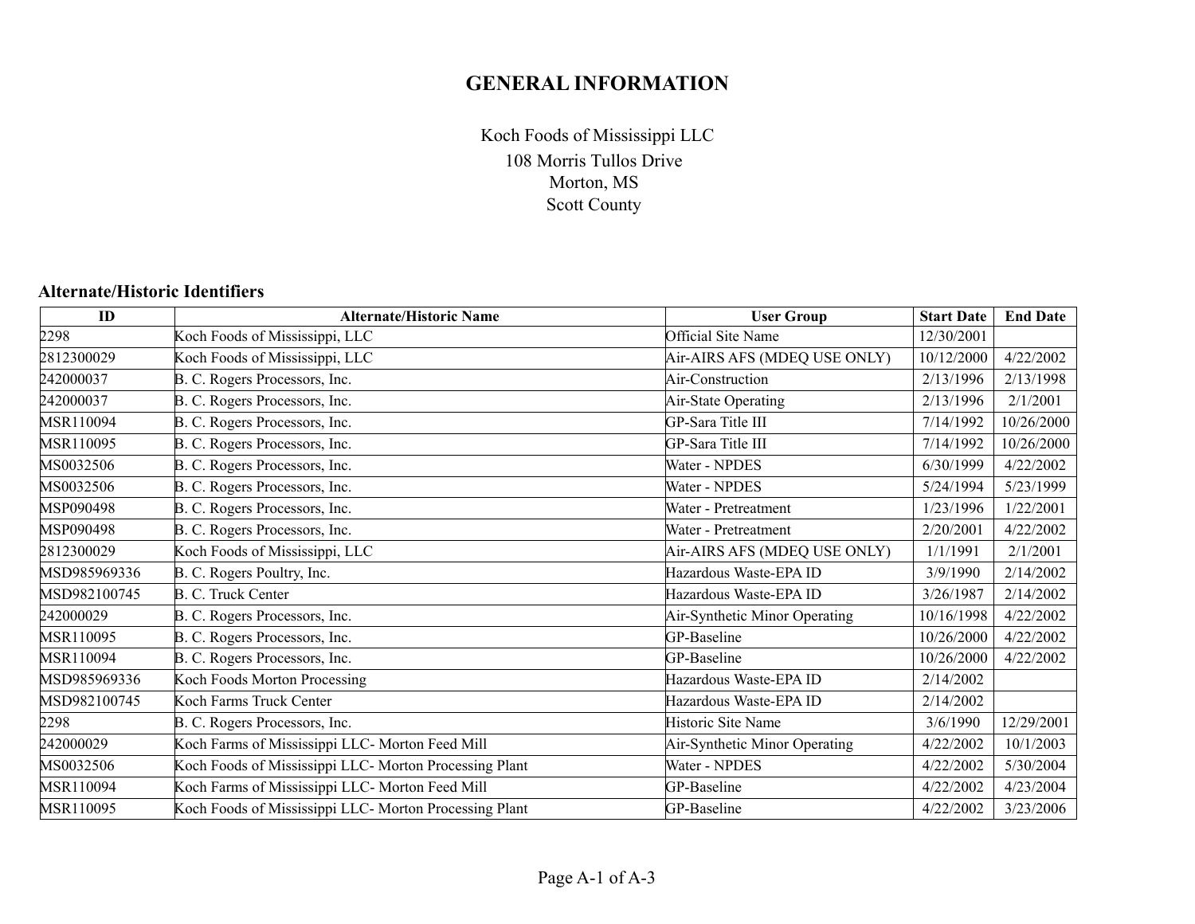# GENERAL INFORMATION

Koch Foods of Mississippi LLC
108 Morris Tullos Drive
Morton, MS
Scott County

### Alternate/Historic Identifiers

| ID | Alternate/Historic Name | User Group | Start Date | End Date |
|---|---|---|---|---|
| 2298 | Koch Foods of Mississippi, LLC | Official Site Name | 12/30/2001 | |
| 2812300029 | Koch Foods of Mississippi, LLC | Air-AIRS AFS (MDEQ USE ONLY) | 10/12/2000 | 4/22/2002 |
| 242000037 | B. C. Rogers Processors, Inc. | Air-Construction | 2/13/1996 | 2/13/1998 |
| 242000037 | B. C. Rogers Processors, Inc. | Air-State Operating | 2/13/1996 | 2/1/2001 |
| MSR110094 | B. C. Rogers Processors, Inc. | GP-Sara Title III | 7/14/1992 | 10/26/2000 |
| MSR110095 | B. C. Rogers Processors, Inc. | GP-Sara Title III | 7/14/1992 | 10/26/2000 |
| MS0032506 | B. C. Rogers Processors, Inc. | Water - NPDES | 6/30/1999 | 4/22/2002 |
| MS0032506 | B. C. Rogers Processors, Inc. | Water - NPDES | 5/24/1994 | 5/23/1999 |
| MSP090498 | B. C. Rogers Processors, Inc. | Water - Pretreatment | 1/23/1996 | 1/22/2001 |
| MSP090498 | B. C. Rogers Processors, Inc. | Water - Pretreatment | 2/20/2001 | 4/22/2002 |
| 2812300029 | Koch Foods of Mississippi, LLC | Air-AIRS AFS (MDEQ USE ONLY) | 1/1/1991 | 2/1/2001 |
| MSD985969336 | B. C. Rogers Poultry, Inc. | Hazardous Waste-EPA ID | 3/9/1990 | 2/14/2002 |
| MSD982100745 | B. C. Truck Center | Hazardous Waste-EPA ID | 3/26/1987 | 2/14/2002 |
| 242000029 | B. C. Rogers Processors, Inc. | Air-Synthetic Minor Operating | 10/16/1998 | 4/22/2002 |
| MSR110095 | B. C. Rogers Processors, Inc. | GP-Baseline | 10/26/2000 | 4/22/2002 |
| MSR110094 | B. C. Rogers Processors, Inc. | GP-Baseline | 10/26/2000 | 4/22/2002 |
| MSD985969336 | Koch Foods Morton Processing | Hazardous Waste-EPA ID | 2/14/2002 | |
| MSD982100745 | Koch Farms Truck Center | Hazardous Waste-EPA ID | 2/14/2002 | |
| 2298 | B. C. Rogers Processors, Inc. | Historic Site Name | 3/6/1990 | 12/29/2001 |
| 242000029 | Koch Farms of Mississippi LLC- Morton Feed Mill | Air-Synthetic Minor Operating | 4/22/2002 | 10/1/2003 |
| MS0032506 | Koch Foods of Mississippi LLC- Morton Processing Plant | Water - NPDES | 4/22/2002 | 5/30/2004 |
| MSR110094 | Koch Farms of Mississippi LLC- Morton Feed Mill | GP-Baseline | 4/22/2002 | 4/23/2004 |
| MSR110095 | Koch Foods of Mississippi LLC- Morton Processing Plant | GP-Baseline | 4/22/2002 | 3/23/2006 |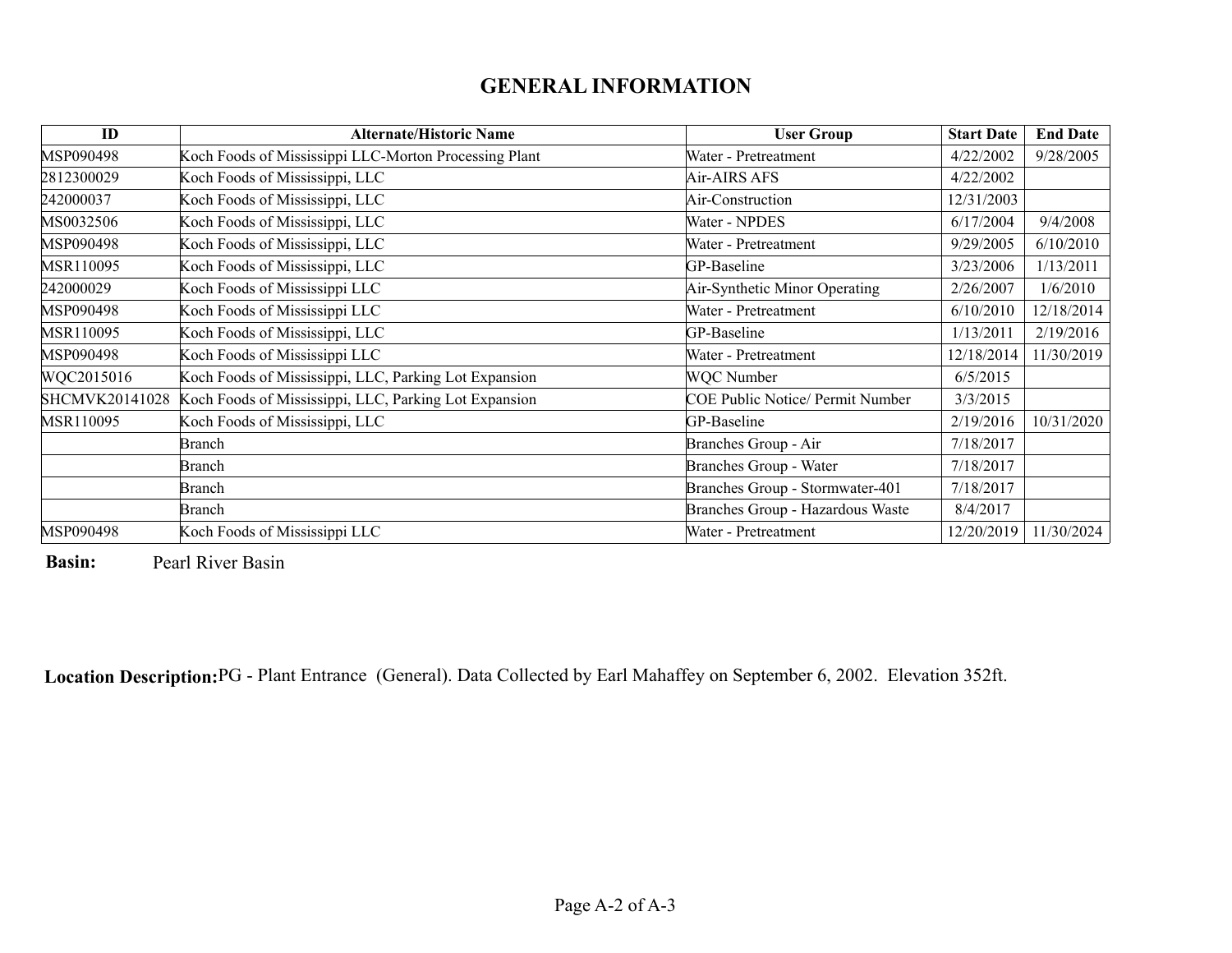# GENERAL INFORMATION

| ID | Alternate/Historic Name | User Group | Start Date | End Date |
|---|---|---|---|---|
| MSP090498 | Koch Foods of Mississippi LLC-Morton Processing Plant | Water - Pretreatment | 4/22/2002 | 9/28/2005 |
| 2812300029 | Koch Foods of Mississippi, LLC | Air-AIRS AFS | 4/22/2002 | |
| 242000037 | Koch Foods of Mississippi, LLC | Air-Construction | 12/31/2003 | |
| MS0032506 | Koch Foods of Mississippi, LLC | Water - NPDES | 6/17/2004 | 9/4/2008 |
| MSP090498 | Koch Foods of Mississippi, LLC | Water - Pretreatment | 9/29/2005 | 6/10/2010 |
| MSR110095 | Koch Foods of Mississippi, LLC | GP-Baseline | 3/23/2006 | 1/13/2011 |
| 242000029 | Koch Foods of Mississippi LLC | Air-Synthetic Minor Operating | 2/26/2007 | 1/6/2010 |
| MSP090498 | Koch Foods of Mississippi LLC | Water - Pretreatment | 6/10/2010 | 12/18/2014 |
| MSR110095 | Koch Foods of Mississippi, LLC | GP-Baseline | 1/13/2011 | 2/19/2016 |
| MSP090498 | Koch Foods of Mississippi LLC | Water - Pretreatment | 12/18/2014 | 11/30/2019 |
| WQC2015016 | Koch Foods of Mississippi, LLC, Parking Lot Expansion | WQC Number | 6/5/2015 | |
| SHCMVK20141028 | Koch Foods of Mississippi, LLC, Parking Lot Expansion | COE Public Notice/ Permit Number | 3/3/2015 | |
| MSR110095 | Koch Foods of Mississippi, LLC | GP-Baseline | 2/19/2016 | 10/31/2020 |
| | Branch | Branches Group - Air | 7/18/2017 | |
| | Branch | Branches Group - Water | 7/18/2017 | |
| | Branch | Branches Group - Stormwater-401 | 7/18/2017 | |
| | Branch | Branches Group - Hazardous Waste | 8/4/2017 | |
| MSP090498 | Koch Foods of Mississippi LLC | Water - Pretreatment | 12/20/2019 | 11/30/2024 |

**Basin:** Pearl River Basin

**Location Description:** PG - Plant Entrance (General). Data Collected by Earl Mahaffey on September 6, 2002. Elevation 352ft.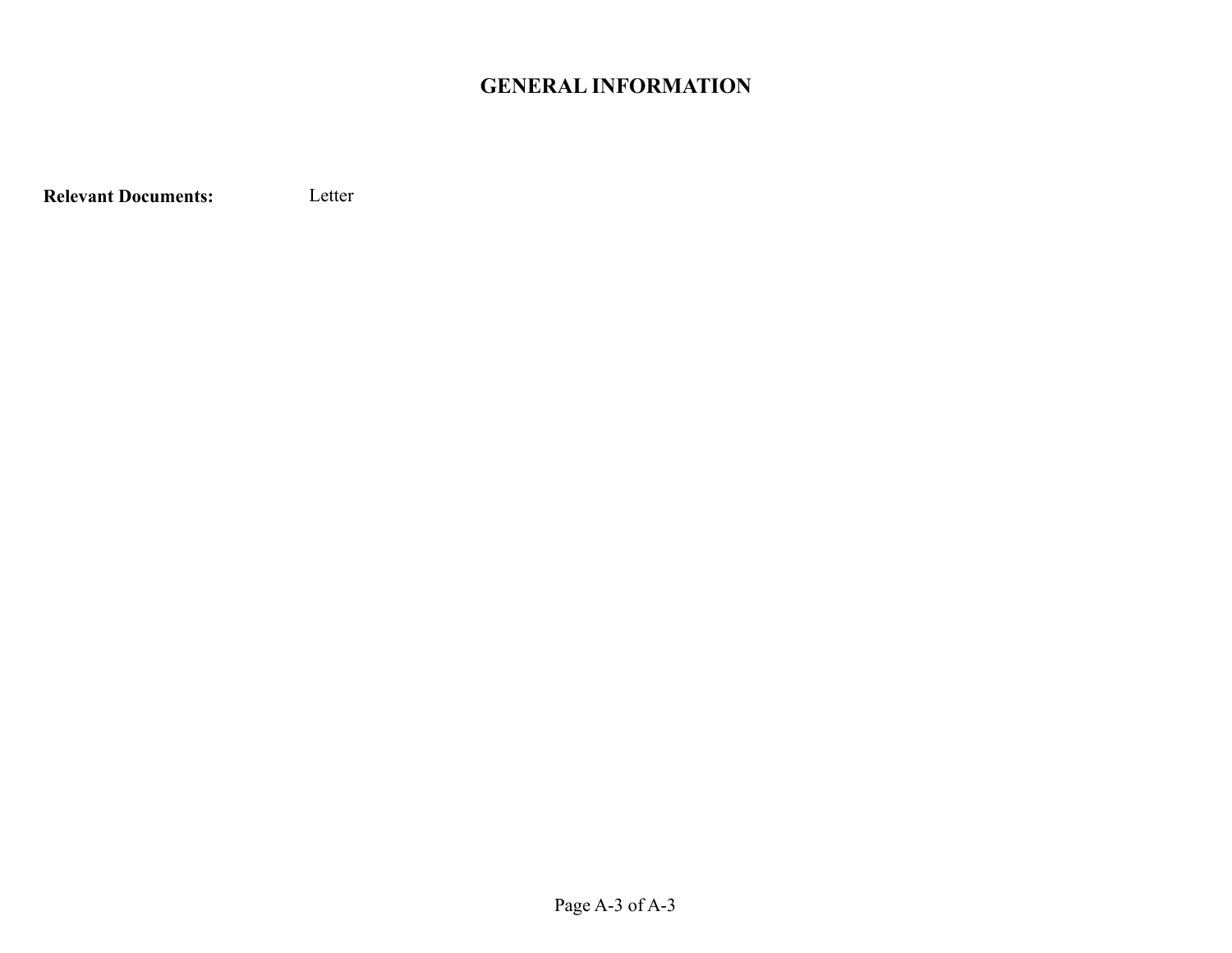# GENERAL INFORMATION

**Relevant Documents:** Letter